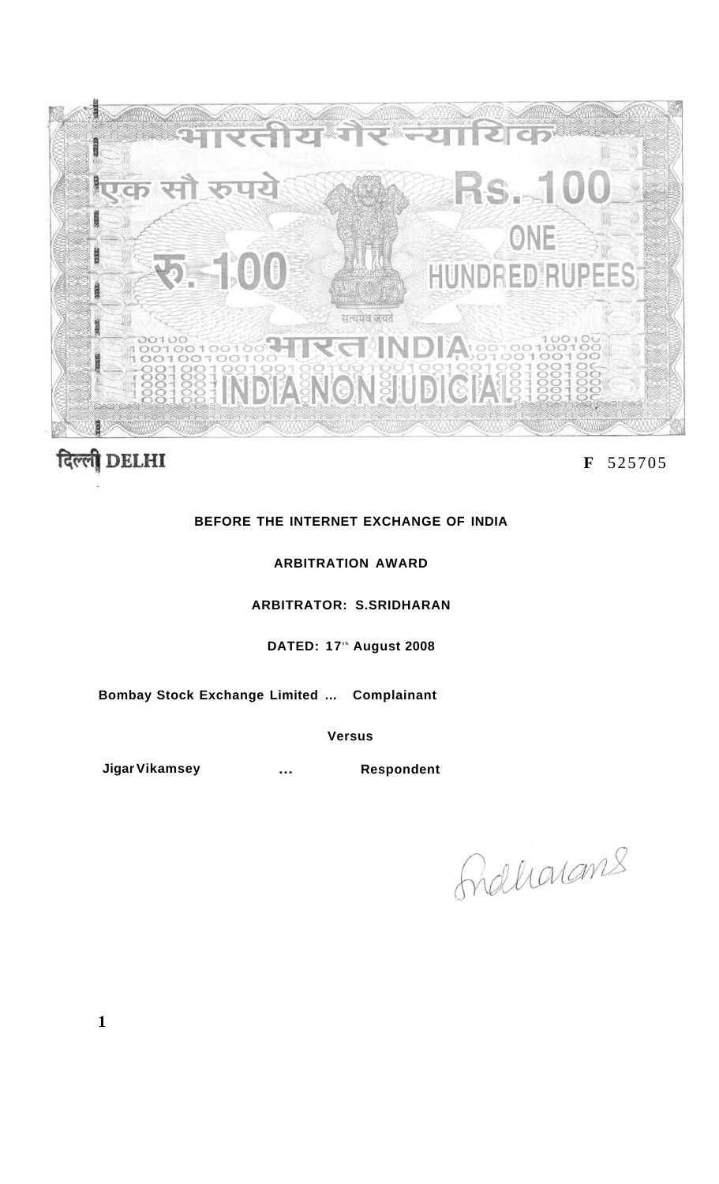भारतीय गैर न्यायिक

एक सौ रुपये Rs. 100

रु. 100 ONE HUNDRED RUPEES

सत्यमेव जयते

भारत INDIA

INDIA NON JUDICIAL

दिल्ली DELHI

**F** 525705

**BEFORE THE INTERNET EXCHANGE OF INDIA**

**ARBITRATION AWARD**

**ARBITRATOR: S.SRIDHARAN**

**DATED: 17th August 2008**

**Bombay Stock Exchange Limited ... Complainant**

**Versus**

**Jigar Vikamsey ... Respondent**

Sridharan S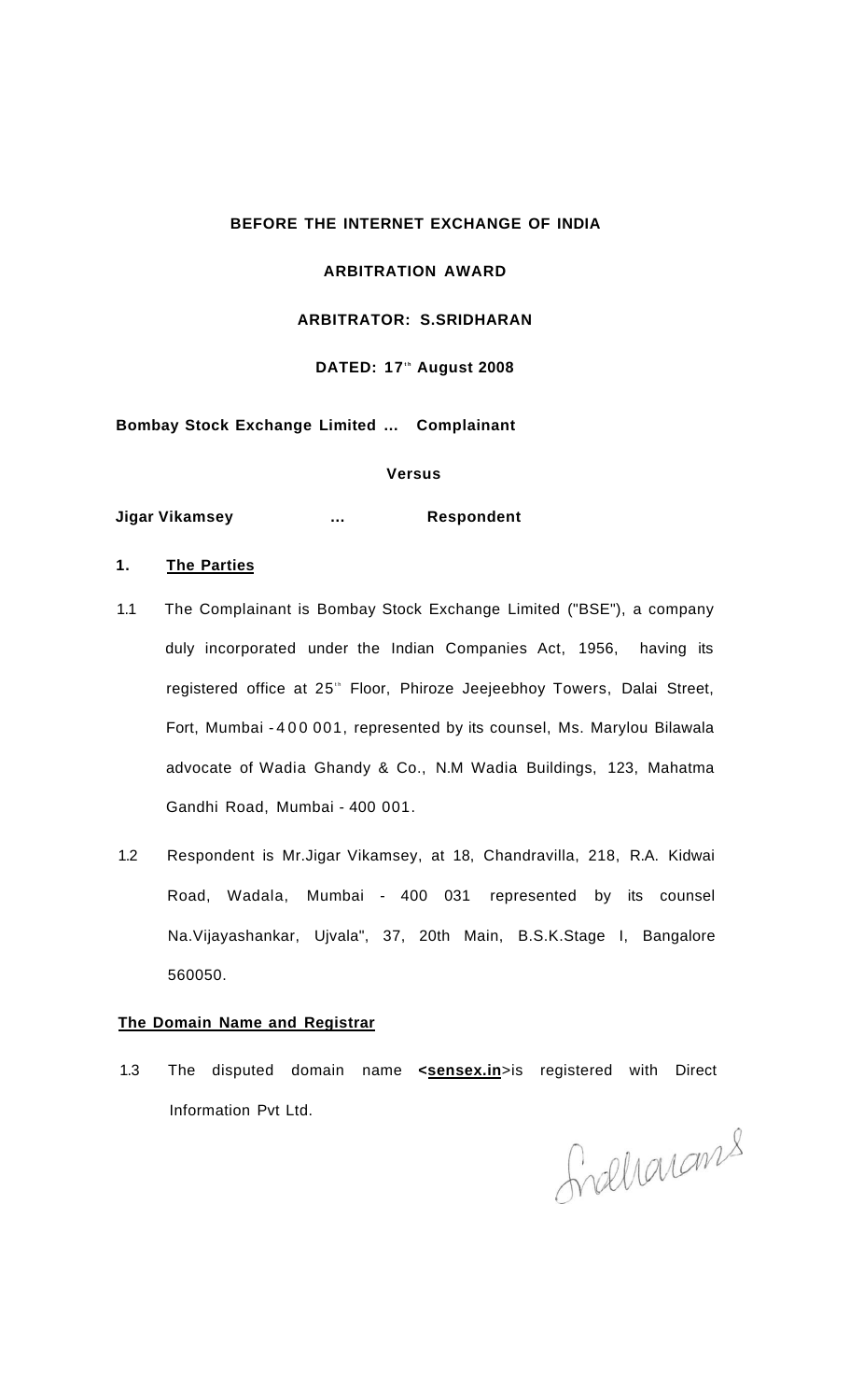**BEFORE THE INTERNET EXCHANGE OF INDIA**

**ARBITRATION AWARD**

**ARBITRATOR: S.SRIDHARAN**

**DATED: 17th August 2008**

**Bombay Stock Exchange Limited ... Complainant**

**Versus**

**Jigar Vikamsey ... Respondent**

## 1. The Parties

1.1 The Complainant is Bombay Stock Exchange Limited ("BSE"), a company duly incorporated under the Indian Companies Act, 1956, having its registered office at 25th Floor, Phiroze Jeejeebhoy Towers, Dalai Street, Fort, Mumbai - 400 001, represented by its counsel, Ms. Marylou Bilawala advocate of Wadia Ghandy & Co., N.M Wadia Buildings, 123, Mahatma Gandhi Road, Mumbai - 400 001.

1.2 Respondent is Mr.Jigar Vikamsey, at 18, Chandravilla, 218, R.A. Kidwai Road, Wadala, Mumbai - 400 031 represented by its counsel Na.Vijayashankar, Ujvala", 37, 20th Main, B.S.K.Stage I, Bangalore 560050.

**The Domain Name and Registrar**

1.3 The disputed domain name **<sensex.in>**is registered with Direct Information Pvt Ltd.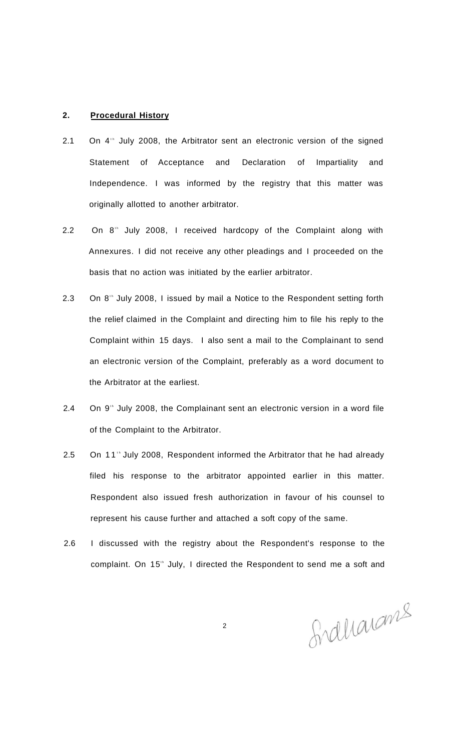## 2. **Procedural History**

2.1 On 4th July 2008, the Arbitrator sent an electronic version of the signed Statement of Acceptance and Declaration of Impartiality and Independence. I was informed by the registry that this matter was originally allotted to another arbitrator.

2.2 On 8th July 2008, I received hardcopy of the Complaint along with Annexures. I did not receive any other pleadings and I proceeded on the basis that no action was initiated by the earlier arbitrator.

2.3 On 8th July 2008, I issued by mail a Notice to the Respondent setting forth the relief claimed in the Complaint and directing him to file his reply to the Complaint within 15 days. I also sent a mail to the Complainant to send an electronic version of the Complaint, preferably as a word document to the Arbitrator at the earliest.

2.4 On 9th July 2008, the Complainant sent an electronic version in a word file of the Complaint to the Arbitrator.

2.5 On 11th July 2008, Respondent informed the Arbitrator that he had already filed his response to the arbitrator appointed earlier in this matter. Respondent also issued fresh authorization in favour of his counsel to represent his cause further and attached a soft copy of the same.

2.6 I discussed with the registry about the Respondent's response to the complaint. On 15th July, I directed the Respondent to send me a soft and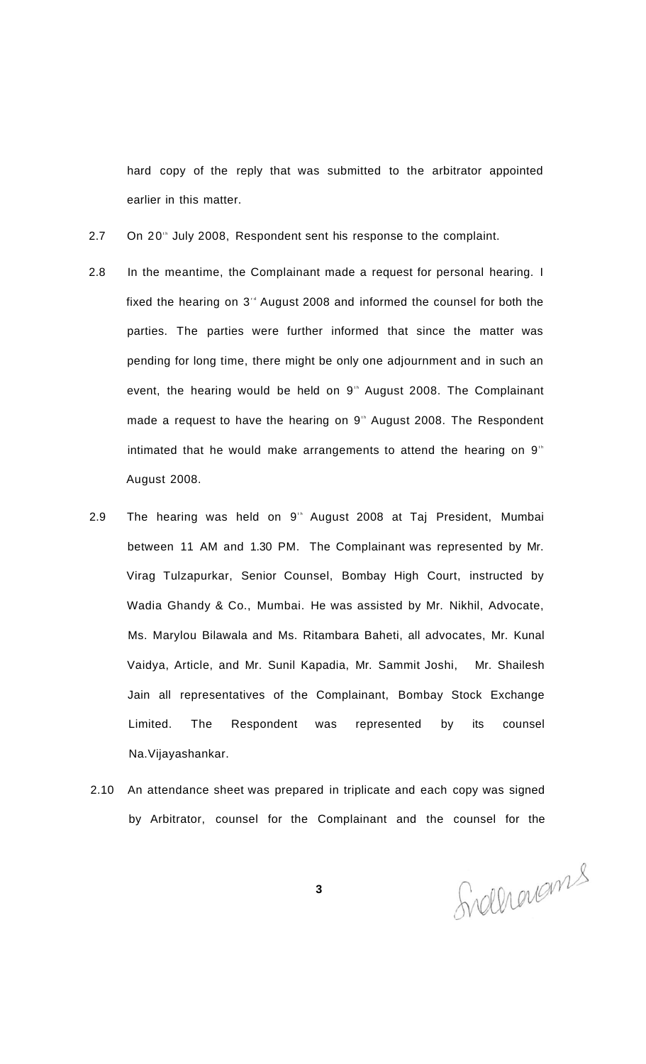hard copy of the reply that was submitted to the arbitrator appointed earlier in this matter.

2.7 On 20th July 2008, Respondent sent his response to the complaint.

2.8 In the meantime, the Complainant made a request for personal hearing. I fixed the hearing on 3rd August 2008 and informed the counsel for both the parties. The parties were further informed that since the matter was pending for long time, there might be only one adjournment and in such an event, the hearing would be held on 9th August 2008. The Complainant made a request to have the hearing on 9th August 2008. The Respondent intimated that he would make arrangements to attend the hearing on 9th August 2008.

2.9 The hearing was held on 9th August 2008 at Taj President, Mumbai between 11 AM and 1.30 PM. The Complainant was represented by Mr. Virag Tulzapurkar, Senior Counsel, Bombay High Court, instructed by Wadia Ghandy & Co., Mumbai. He was assisted by Mr. Nikhil, Advocate, Ms. Marylou Bilawala and Ms. Ritambara Baheti, all advocates, Mr. Kunal Vaidya, Article, and Mr. Sunil Kapadia, Mr. Sammit Joshi, Mr. Shailesh Jain all representatives of the Complainant, Bombay Stock Exchange Limited. The Respondent was represented by its counsel Na.Vijayashankar.

2.10 An attendance sheet was prepared in triplicate and each copy was signed by Arbitrator, counsel for the Complainant and the counsel for the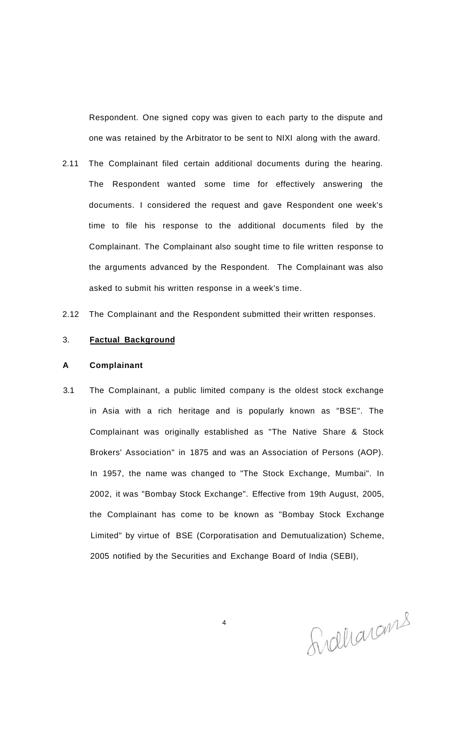Respondent. One signed copy was given to each party to the dispute and one was retained by the Arbitrator to be sent to NIXI along with the award.

2.11 The Complainant filed certain additional documents during the hearing. The Respondent wanted some time for effectively answering the documents. I considered the request and gave Respondent one week's time to file his response to the additional documents filed by the Complainant. The Complainant also sought time to file written response to the arguments advanced by the Respondent. The Complainant was also asked to submit his written response in a week's time.

2.12 The Complainant and the Respondent submitted their written responses.

3. **Factual Background**

**A Complainant**

3.1 The Complainant, a public limited company is the oldest stock exchange in Asia with a rich heritage and is popularly known as "BSE". The Complainant was originally established as "The Native Share & Stock Brokers' Association" in 1875 and was an Association of Persons (AOP). In 1957, the name was changed to "The Stock Exchange, Mumbai". In 2002, it was "Bombay Stock Exchange". Effective from 19th August, 2005, the Complainant has come to be known as "Bombay Stock Exchange Limited" by virtue of BSE (Corporatisation and Demutualization) Scheme, 2005 notified by the Securities and Exchange Board of India (SEBI),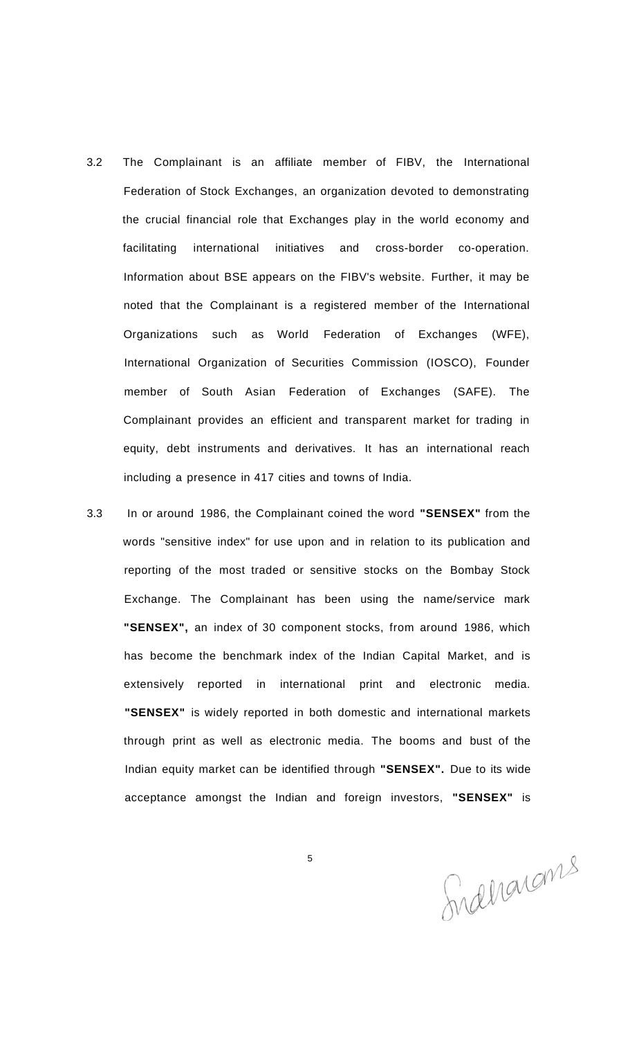3.2 The Complainant is an affiliate member of FIBV, the International Federation of Stock Exchanges, an organization devoted to demonstrating the crucial financial role that Exchanges play in the world economy and facilitating international initiatives and cross-border co-operation. Information about BSE appears on the FIBV's website. Further, it may be noted that the Complainant is a registered member of the International Organizations such as World Federation of Exchanges (WFE), International Organization of Securities Commission (IOSCO), Founder member of South Asian Federation of Exchanges (SAFE). The Complainant provides an efficient and transparent market for trading in equity, debt instruments and derivatives. It has an international reach including a presence in 417 cities and towns of India.

3.3 In or around 1986, the Complainant coined the word **"SENSEX"** from the words "sensitive index" for use upon and in relation to its publication and reporting of the most traded or sensitive stocks on the Bombay Stock Exchange. The Complainant has been using the name/service mark **"SENSEX",** an index of 30 component stocks, from around 1986, which has become the benchmark index of the Indian Capital Market, and is extensively reported in international print and electronic media. **"SENSEX"** is widely reported in both domestic and international markets through print as well as electronic media. The booms and bust of the Indian equity market can be identified through **"SENSEX".** Due to its wide acceptance amongst the Indian and foreign investors, **"SENSEX"** is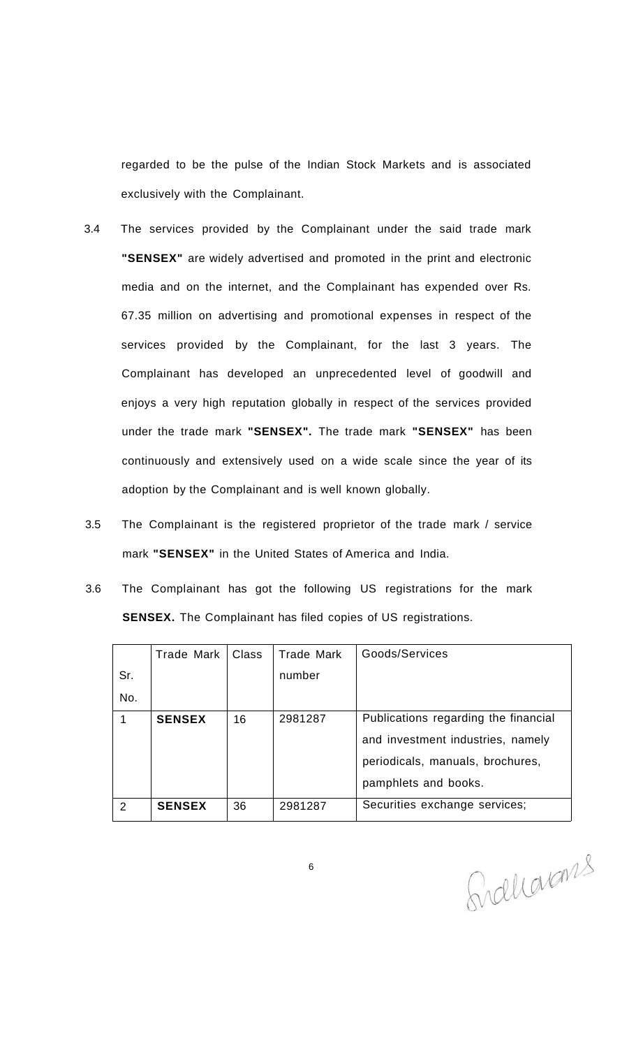regarded to be the pulse of the Indian Stock Markets and is associated exclusively with the Complainant.

3.4 The services provided by the Complainant under the said trade mark **"SENSEX"** are widely advertised and promoted in the print and electronic media and on the internet, and the Complainant has expended over Rs. 67.35 million on advertising and promotional expenses in respect of the services provided by the Complainant, for the last 3 years. The Complainant has developed an unprecedented level of goodwill and enjoys a very high reputation globally in respect of the services provided under the trade mark **"SENSEX".** The trade mark **"SENSEX"** has been continuously and extensively used on a wide scale since the year of its adoption by the Complainant and is well known globally.

3.5 The Complainant is the registered proprietor of the trade mark / service mark **"SENSEX"** in the United States of America and India.

3.6 The Complainant has got the following US registrations for the mark **SENSEX.** The Complainant has filed copies of US registrations.

| Sr. No. | Trade Mark | Class | Trade Mark number | Goods/Services |
|---|---|---|---|---|
| 1 | **SENSEX** | 16 | 2981287 | Publications regarding the financial and investment industries, namely periodicals, manuals, brochures, pamphlets and books. |
| 2 | **SENSEX** | 36 | 2981287 | Securities exchange services; |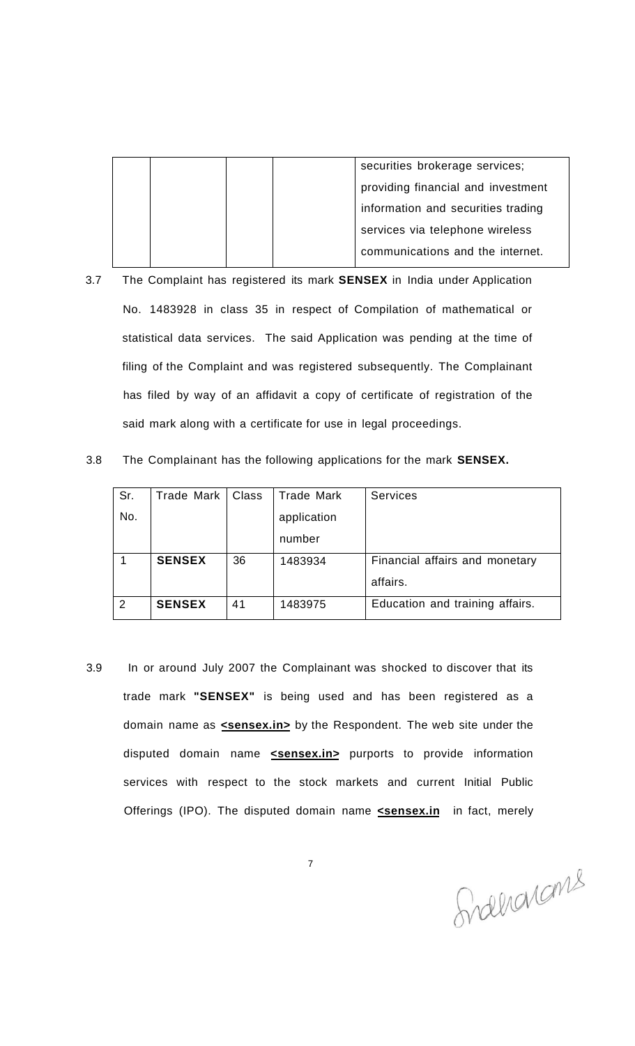| | | | | securities brokerage services; providing financial and investment information and securities trading services via telephone wireless communications and the internet. |
|---|---|---|---|---|

3.7 The Complaint has registered its mark **SENSEX** in India under Application No. 1483928 in class 35 in respect of Compilation of mathematical or statistical data services. The said Application was pending at the time of filing of the Complaint and was registered subsequently. The Complainant has filed by way of an affidavit a copy of certificate of registration of the said mark along with a certificate for use in legal proceedings.

3.8 The Complainant has the following applications for the mark **SENSEX.**

| Sr. No. | Trade Mark | Class | Trade Mark application number | Services |
|---|---|---|---|---|
| 1 | **SENSEX** | 36 | 1483934 | Financial affairs and monetary affairs. |
| 2 | **SENSEX** | 41 | 1483975 | Education and training affairs. |

3.9 In or around July 2007 the Complainant was shocked to discover that its trade mark **"SENSEX"** is being used and has been registered as a domain name as **<u><sensex.in></u>** by the Respondent. The web site under the disputed domain name **<u><sensex.in></u>** purports to provide information services with respect to the stock markets and current Initial Public Offerings (IPO). The disputed domain name **<u><sensex.in</u>** in fact, merely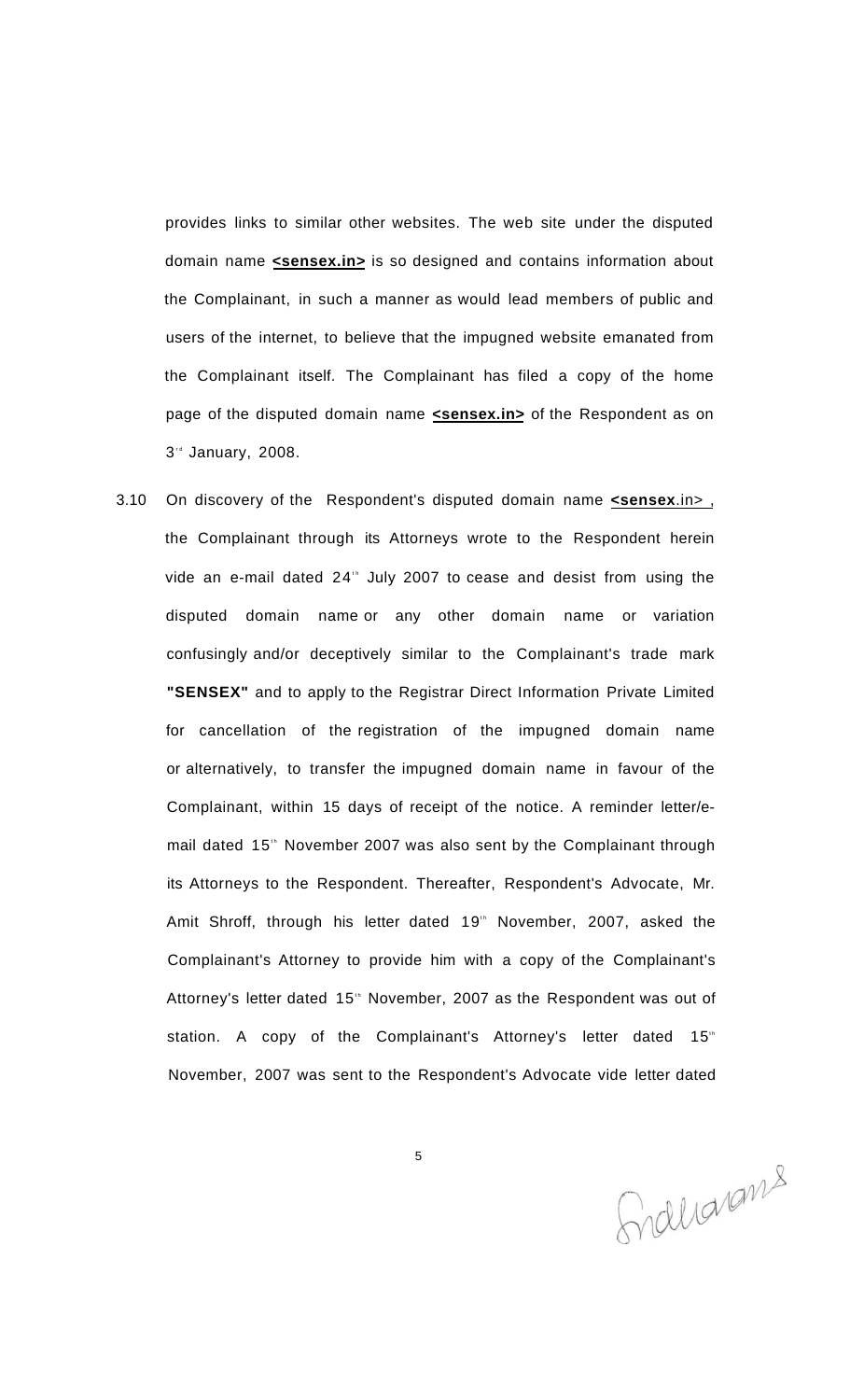provides links to similar other websites. The web site under the disputed domain name **<sensex.in>** is so designed and contains information about the Complainant, in such a manner as would lead members of public and users of the internet, to believe that the impugned website emanated from the Complainant itself. The Complainant has filed a copy of the home page of the disputed domain name **<sensex.in>** of the Respondent as on 3rd January, 2008.

3.10 On discovery of the Respondent's disputed domain name **<sensex**.in> , the Complainant through its Attorneys wrote to the Respondent herein vide an e-mail dated 24th July 2007 to cease and desist from using the disputed domain name or any other domain name or variation confusingly and/or deceptively similar to the Complainant's trade mark **"SENSEX"** and to apply to the Registrar Direct Information Private Limited for cancellation of the registration of the impugned domain name or alternatively, to transfer the impugned domain name in favour of the Complainant, within 15 days of receipt of the notice. A reminder letter/e-mail dated 15th November 2007 was also sent by the Complainant through its Attorneys to the Respondent. Thereafter, Respondent's Advocate, Mr. Amit Shroff, through his letter dated 19th November, 2007, asked the Complainant's Attorney to provide him with a copy of the Complainant's Attorney's letter dated 15th November, 2007 as the Respondent was out of station. A copy of the Complainant's Attorney's letter dated 15th November, 2007 was sent to the Respondent's Advocate vide letter dated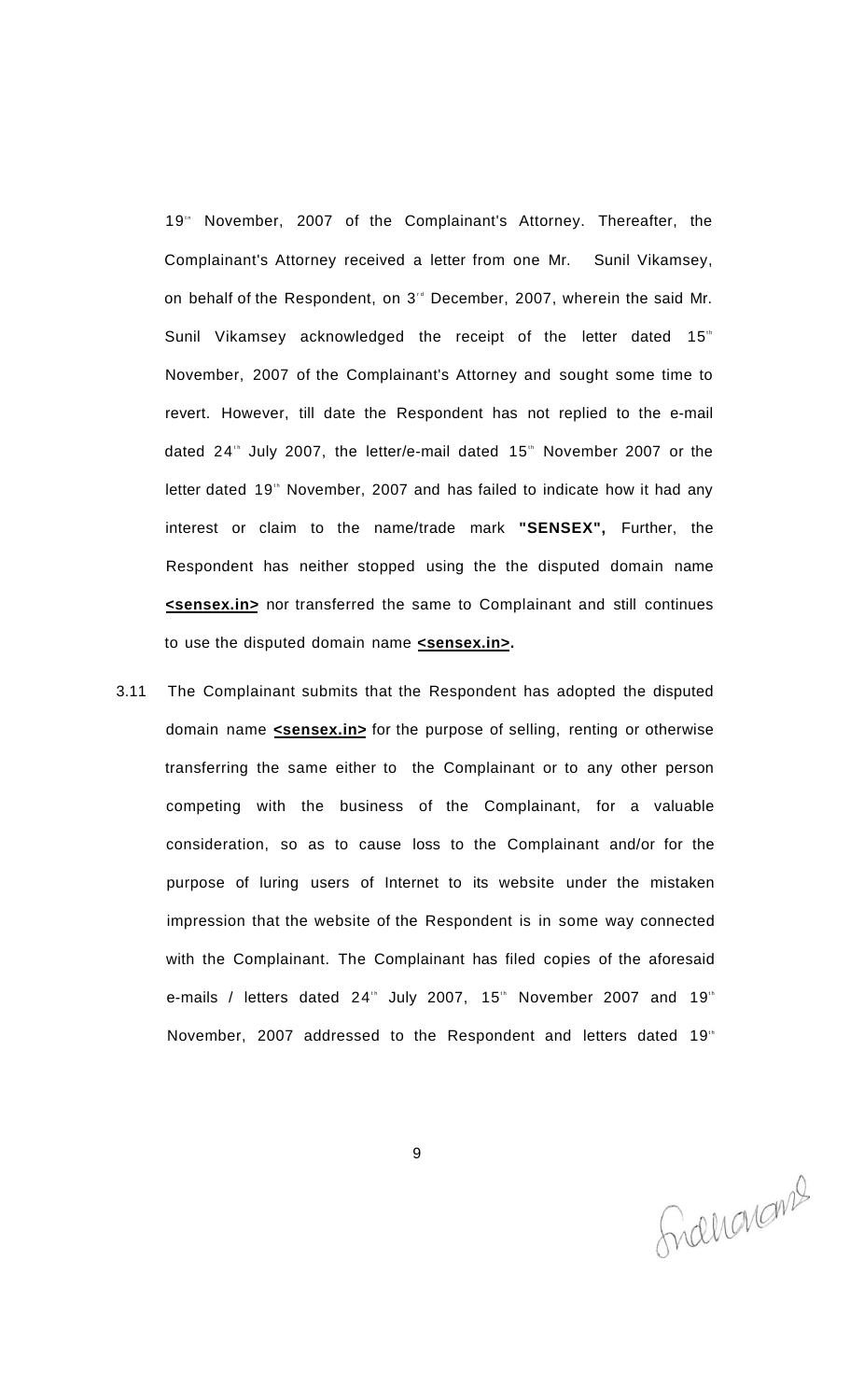19th November, 2007 of the Complainant's Attorney. Thereafter, the Complainant's Attorney received a letter from one Mr. Sunil Vikamsey, on behalf of the Respondent, on 3rd December, 2007, wherein the said Mr. Sunil Vikamsey acknowledged the receipt of the letter dated 15th November, 2007 of the Complainant's Attorney and sought some time to revert. However, till date the Respondent has not replied to the e-mail dated 24th July 2007, the letter/e-mail dated 15th November 2007 or the letter dated 19th November, 2007 and has failed to indicate how it had any interest or claim to the name/trade mark **"SENSEX",** Further, the Respondent has neither stopped using the the disputed domain name **<u><sensex.in></u>** nor transferred the same to Complainant and still continues to use the disputed domain name **<u><sensex.in></u>.**

3.11 The Complainant submits that the Respondent has adopted the disputed domain name **<u><sensex.in></u>** for the purpose of selling, renting or otherwise transferring the same either to the Complainant or to any other person competing with the business of the Complainant, for a valuable consideration, so as to cause loss to the Complainant and/or for the purpose of luring users of Internet to its website under the mistaken impression that the website of the Respondent is in some way connected with the Complainant. The Complainant has filed copies of the aforesaid e-mails / letters dated 24th July 2007, 15th November 2007 and 19th November, 2007 addressed to the Respondent and letters dated 19th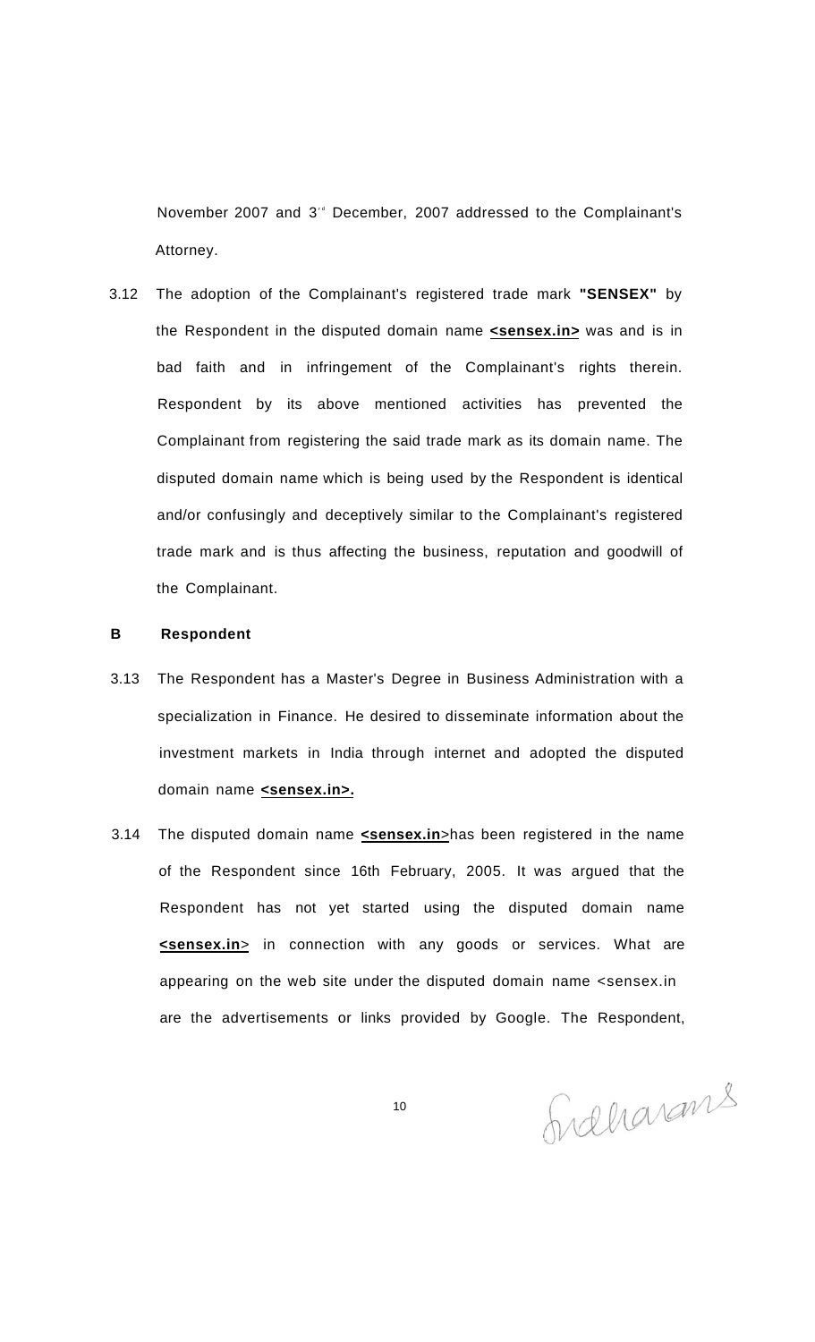November 2007 and 3rd December, 2007 addressed to the Complainant's Attorney.

3.12 The adoption of the Complainant's registered trade mark **"SENSEX"** by the Respondent in the disputed domain name **<sensex.in>** was and is in bad faith and in infringement of the Complainant's rights therein. Respondent by its above mentioned activities has prevented the Complainant from registering the said trade mark as its domain name. The disputed domain name which is being used by the Respondent is identical and/or confusingly and deceptively similar to the Complainant's registered trade mark and is thus affecting the business, reputation and goodwill of the Complainant.

**B Respondent**

3.13 The Respondent has a Master's Degree in Business Administration with a specialization in Finance. He desired to disseminate information about the investment markets in India through internet and adopted the disputed domain name **<sensex.in>.**

3.14 The disputed domain name **<sensex.in>** has been registered in the name of the Respondent since 16th February, 2005. It was argued that the Respondent has not yet started using the disputed domain name **<sensex.in>** in connection with any goods or services. What are appearing on the web site under the disputed domain name <sensex.in are the advertisements or links provided by Google. The Respondent,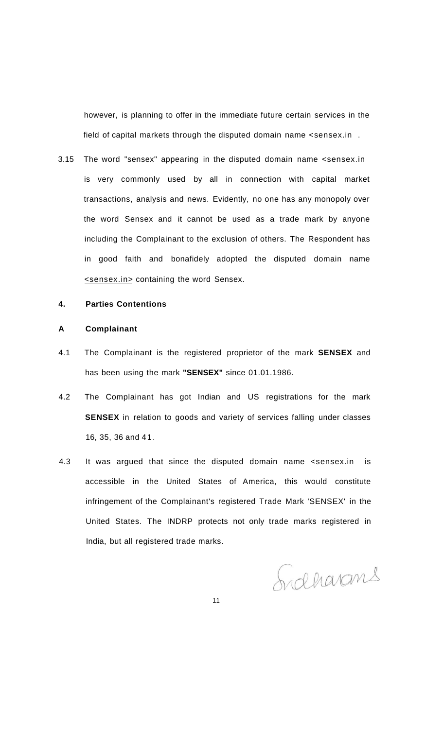however, is planning to offer in the immediate future certain services in the field of capital markets through the disputed domain name <sensex.in .

3.15 The word "sensex" appearing in the disputed domain name <sensex.in is very commonly used by all in connection with capital market transactions, analysis and news. Evidently, no one has any monopoly over the word Sensex and it cannot be used as a trade mark by anyone including the Complainant to the exclusion of others. The Respondent has in good faith and bonafidely adopted the disputed domain name <sensex.in> containing the word Sensex.

**4. Parties Contentions**

**A Complainant**

4.1 The Complainant is the registered proprietor of the mark **SENSEX** and has been using the mark **"SENSEX"** since 01.01.1986.

4.2 The Complainant has got Indian and US registrations for the mark **SENSEX** in relation to goods and variety of services falling under classes 16, 35, 36 and 41.

4.3 It was argued that since the disputed domain name <sensex.in is accessible in the United States of America, this would constitute infringement of the Complainant's registered Trade Mark 'SENSEX' in the United States. The INDRP protects not only trade marks registered in India, but all registered trade marks.

Sridharans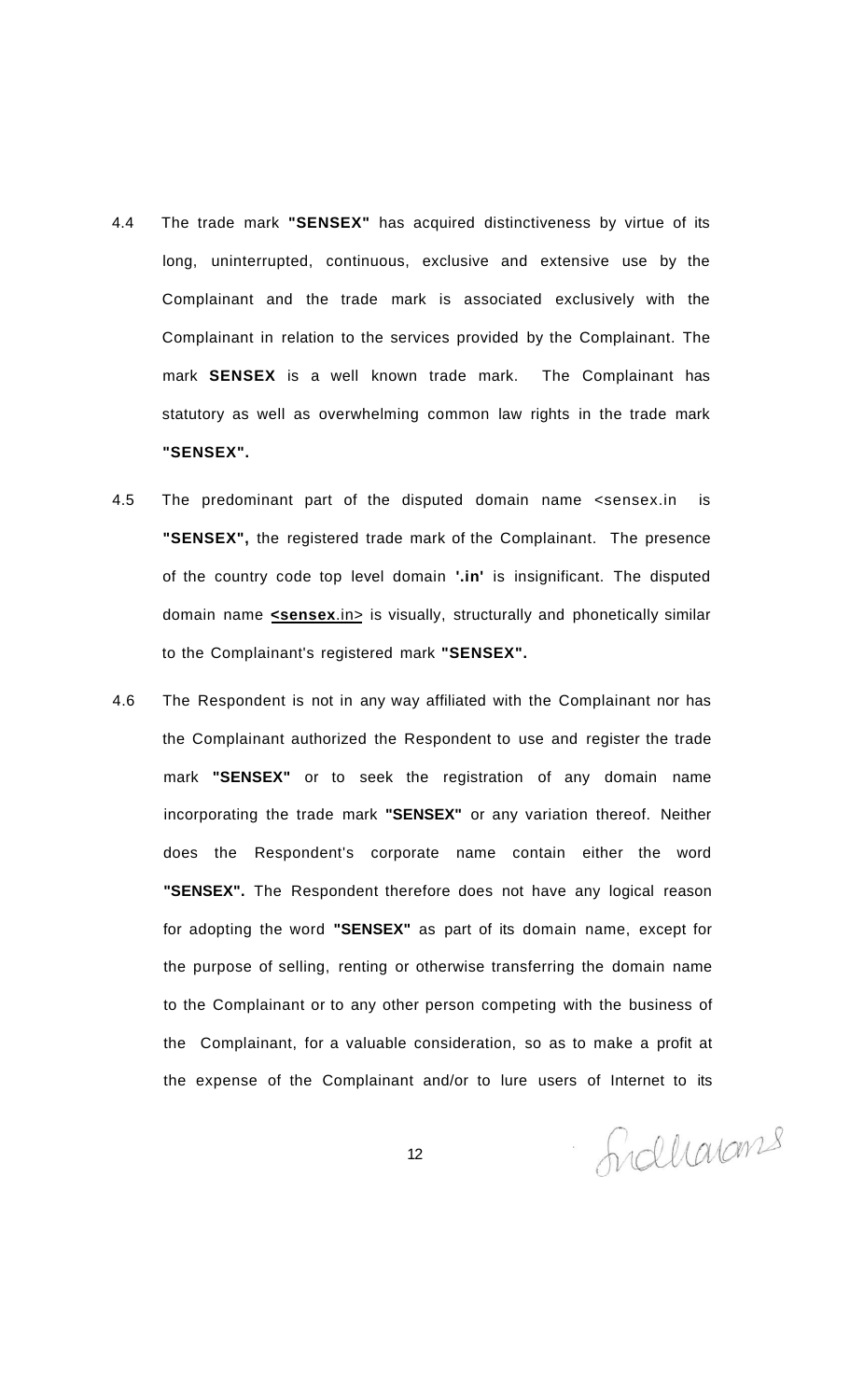4.4 The trade mark **"SENSEX"** has acquired distinctiveness by virtue of its long, uninterrupted, continuous, exclusive and extensive use by the Complainant and the trade mark is associated exclusively with the Complainant in relation to the services provided by the Complainant. The mark **SENSEX** is a well known trade mark. The Complainant has statutory as well as overwhelming common law rights in the trade mark **"SENSEX".**

4.5 The predominant part of the disputed domain name <sensex.in is **"SENSEX",** the registered trade mark of the Complainant. The presence of the country code top level domain **'.in'** is insignificant. The disputed domain name <u>**<sensex**.in></u> is visually, structurally and phonetically similar to the Complainant's registered mark **"SENSEX".**

4.6 The Respondent is not in any way affiliated with the Complainant nor has the Complainant authorized the Respondent to use and register the trade mark **"SENSEX"** or to seek the registration of any domain name incorporating the trade mark **"SENSEX"** or any variation thereof. Neither does the Respondent's corporate name contain either the word **"SENSEX".** The Respondent therefore does not have any logical reason for adopting the word **"SENSEX"** as part of its domain name, except for the purpose of selling, renting or otherwise transferring the domain name to the Complainant or to any other person competing with the business of the Complainant, for a valuable consideration, so as to make a profit at the expense of the Complainant and/or to lure users of Internet to its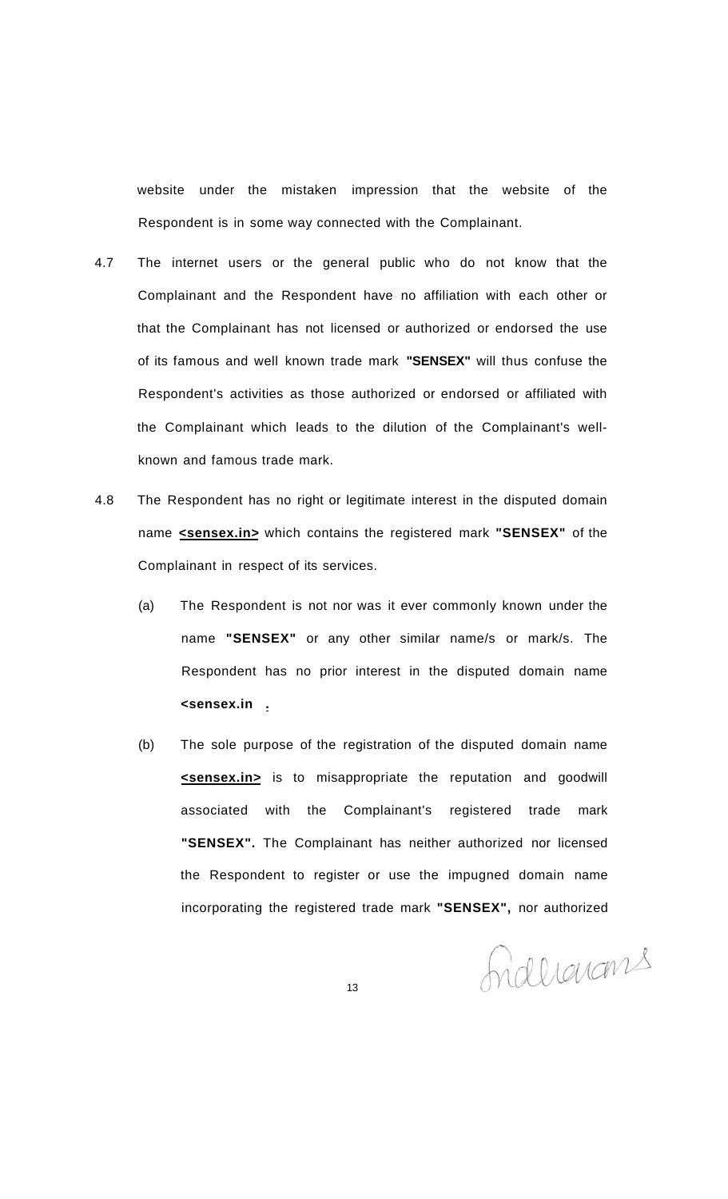website under the mistaken impression that the website of the Respondent is in some way connected with the Complainant.

4.7 The internet users or the general public who do not know that the Complainant and the Respondent have no affiliation with each other or that the Complainant has not licensed or authorized or endorsed the use of its famous and well known trade mark **"SENSEX"** will thus confuse the Respondent's activities as those authorized or endorsed or affiliated with the Complainant which leads to the dilution of the Complainant's well-known and famous trade mark.

4.8 The Respondent has no right or legitimate interest in the disputed domain name **<sensex.in>** which contains the registered mark **"SENSEX"** of the Complainant in respect of its services.

(a) The Respondent is not nor was it ever commonly known under the name **"SENSEX"** or any other similar name/s or mark/s. The Respondent has no prior interest in the disputed domain name **<sensex.in .**

(b) The sole purpose of the registration of the disputed domain name **<sensex.in>** is to misappropriate the reputation and goodwill associated with the Complainant's registered trade mark **"SENSEX".** The Complainant has neither authorized nor licensed the Respondent to register or use the impugned domain name incorporating the registered trade mark **"SENSEX",** nor authorized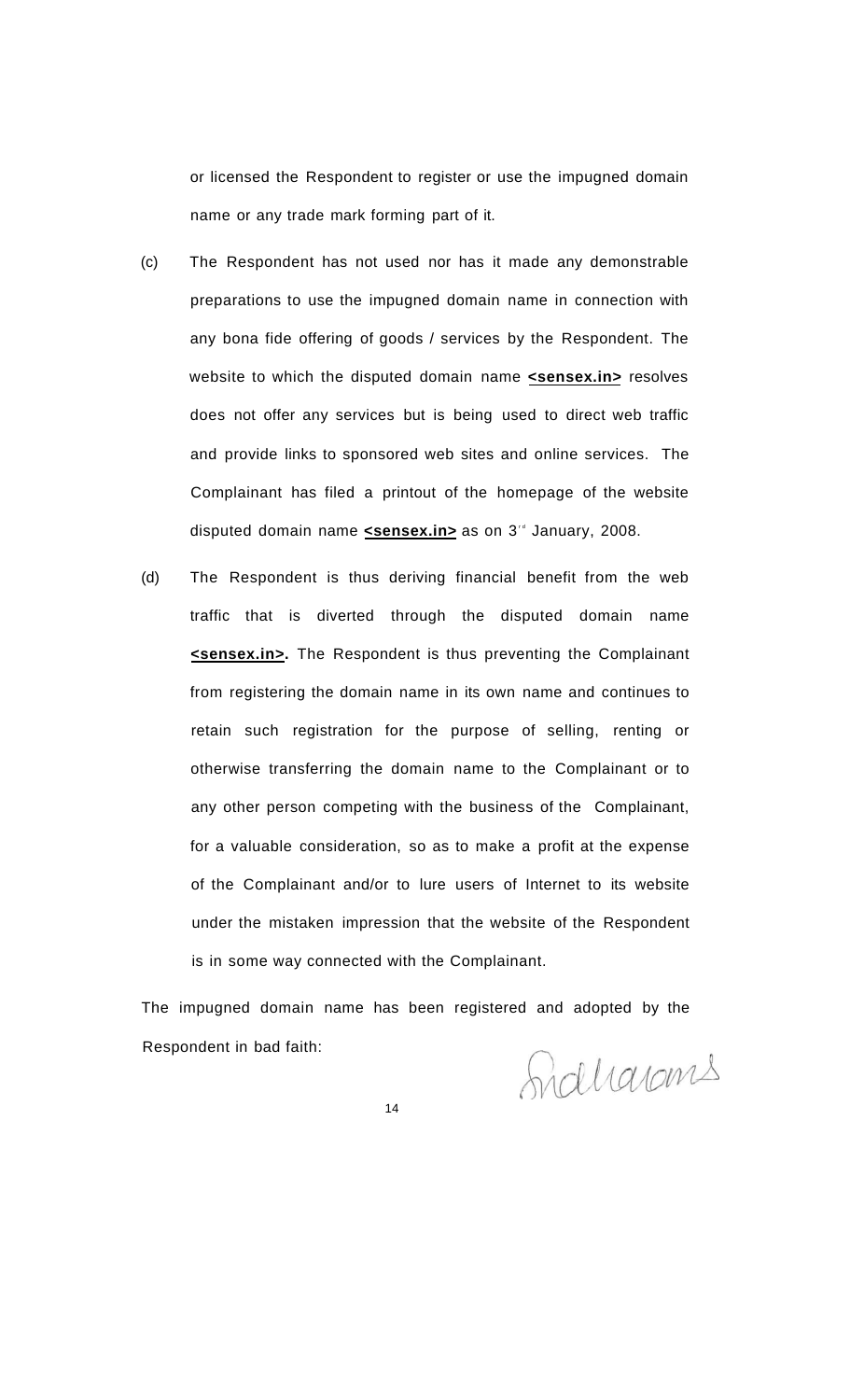or licensed the Respondent to register or use the impugned domain name or any trade mark forming part of it.

(c) The Respondent has not used nor has it made any demonstrable preparations to use the impugned domain name in connection with any bona fide offering of goods / services by the Respondent. The website to which the disputed domain name **<sensex.in>** resolves does not offer any services but is being used to direct web traffic and provide links to sponsored web sites and online services. The Complainant has filed a printout of the homepage of the website disputed domain name **<sensex.in>** as on 3rd January, 2008.

(d) The Respondent is thus deriving financial benefit from the web traffic that is diverted through the disputed domain name **<sensex.in>.** The Respondent is thus preventing the Complainant from registering the domain name in its own name and continues to retain such registration for the purpose of selling, renting or otherwise transferring the domain name to the Complainant or to any other person competing with the business of the Complainant, for a valuable consideration, so as to make a profit at the expense of the Complainant and/or to lure users of Internet to its website under the mistaken impression that the website of the Respondent is in some way connected with the Complainant.

The impugned domain name has been registered and adopted by the Respondent in bad faith: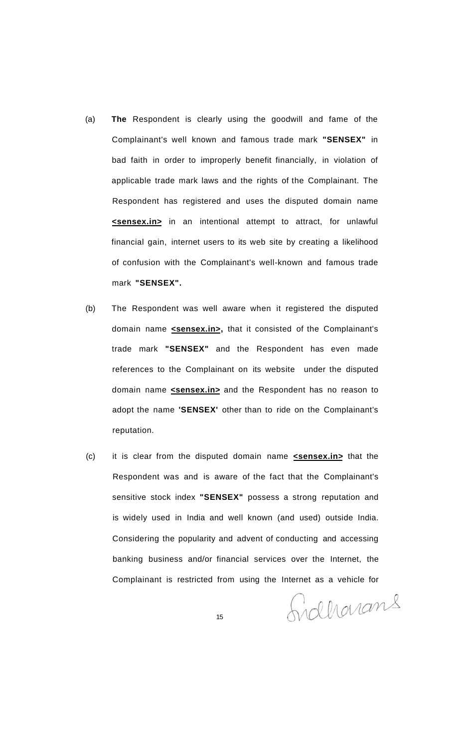(a) **The** Respondent is clearly using the goodwill and fame of the Complainant's well known and famous trade mark **"SENSEX"** in bad faith in order to improperly benefit financially, in violation of applicable trade mark laws and the rights of the Complainant. The Respondent has registered and uses the disputed domain name **<u><sensex.in></u>** in an intentional attempt to attract, for unlawful financial gain, internet users to its web site by creating a likelihood of confusion with the Complainant's well-known and famous trade mark **"SENSEX".**

(b) The Respondent was well aware when it registered the disputed domain name **<u><sensex.in></u>,** that it consisted of the Complainant's trade mark **"SENSEX"** and the Respondent has even made references to the Complainant on its website under the disputed domain name **<u><sensex.in></u>** and the Respondent has no reason to adopt the name **'SENSEX'** other than to ride on the Complainant's reputation.

(c) it is clear from the disputed domain name **<u><sensex.in></u>** that the Respondent was and is aware of the fact that the Complainant's sensitive stock index **"SENSEX"** possess a strong reputation and is widely used in India and well known (and used) outside India. Considering the popularity and advent of conducting and accessing banking business and/or financial services over the Internet, the Complainant is restricted from using the Internet as a vehicle for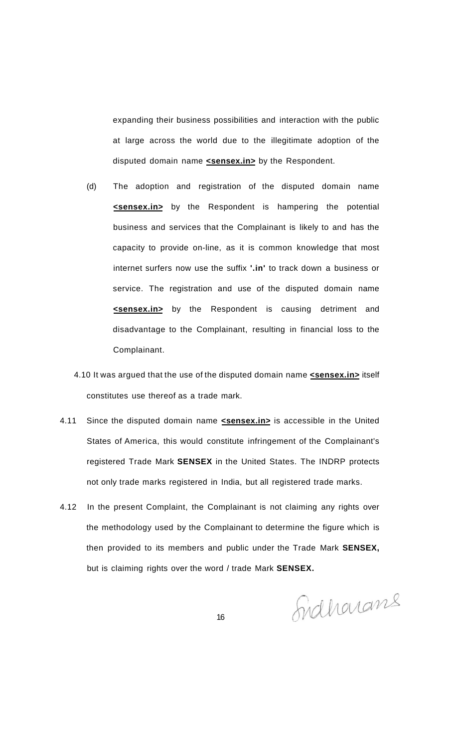expanding their business possibilities and interaction with the public at large across the world due to the illegitimate adoption of the disputed domain name **<sensex.in>** by the Respondent.

(d) The adoption and registration of the disputed domain name **<sensex.in>** by the Respondent is hampering the potential business and services that the Complainant is likely to and has the capacity to provide on-line, as it is common knowledge that most internet surfers now use the suffix **'.in'** to track down a business or service. The registration and use of the disputed domain name **<sensex.in>** by the Respondent is causing detriment and disadvantage to the Complainant, resulting in financial loss to the Complainant.

4.10 It was argued that the use of the disputed domain name **<sensex.in>** itself constitutes use thereof as a trade mark.

4.11 Since the disputed domain name **<sensex.in>** is accessible in the United States of America, this would constitute infringement of the Complainant's registered Trade Mark **SENSEX** in the United States. The INDRP protects not only trade marks registered in India, but all registered trade marks.

4.12 In the present Complaint, the Complainant is not claiming any rights over the methodology used by the Complainant to determine the figure which is then provided to its members and public under the Trade Mark **SENSEX,** but is claiming rights over the word / trade Mark **SENSEX.**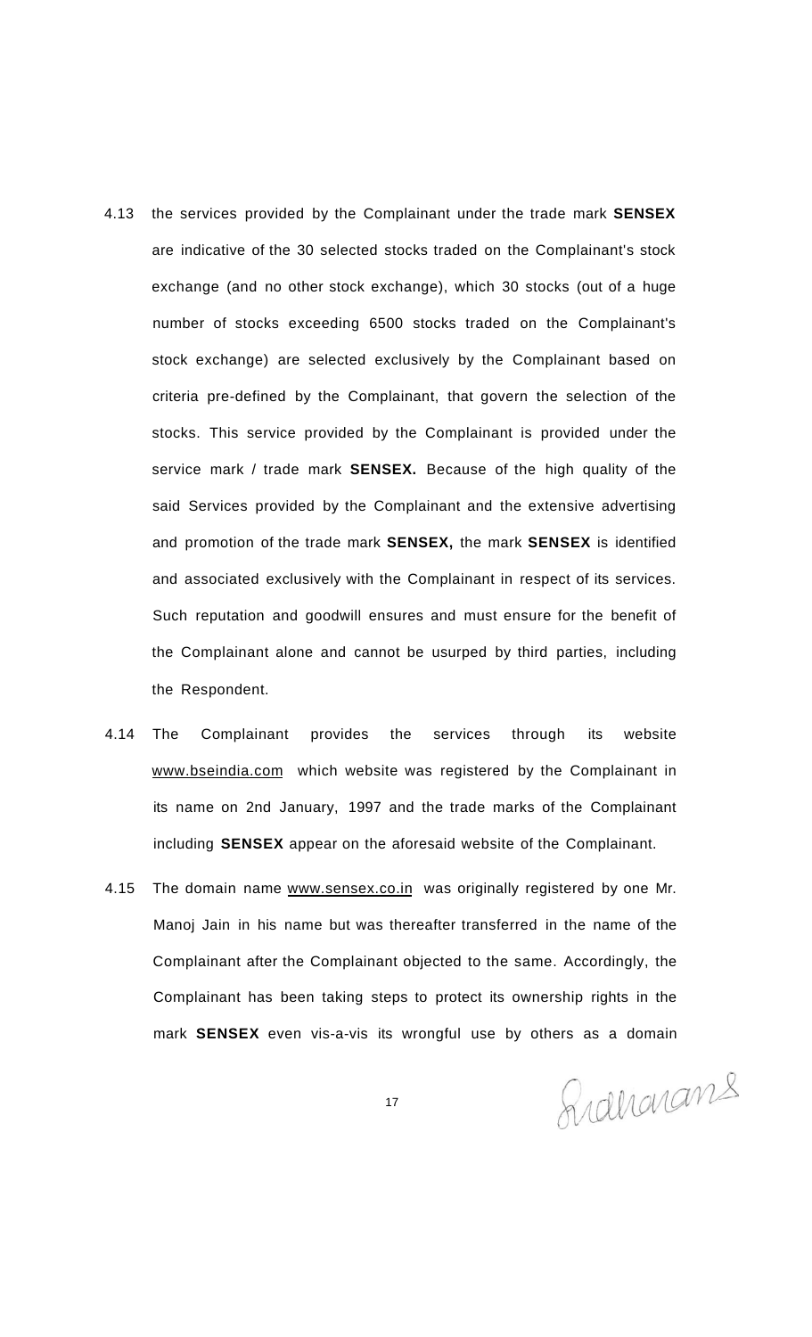4.13 the services provided by the Complainant under the trade mark **SENSEX** are indicative of the 30 selected stocks traded on the Complainant's stock exchange (and no other stock exchange), which 30 stocks (out of a huge number of stocks exceeding 6500 stocks traded on the Complainant's stock exchange) are selected exclusively by the Complainant based on criteria pre-defined by the Complainant, that govern the selection of the stocks. This service provided by the Complainant is provided under the service mark / trade mark **SENSEX.** Because of the high quality of the said Services provided by the Complainant and the extensive advertising and promotion of the trade mark **SENSEX,** the mark **SENSEX** is identified and associated exclusively with the Complainant in respect of its services. Such reputation and goodwill ensures and must ensure for the benefit of the Complainant alone and cannot be usurped by third parties, including the Respondent.

4.14 The Complainant provides the services through its website www.bseindia.com which website was registered by the Complainant in its name on 2nd January, 1997 and the trade marks of the Complainant including **SENSEX** appear on the aforesaid website of the Complainant.

4.15 The domain name www.sensex.co.in was originally registered by one Mr. Manoj Jain in his name but was thereafter transferred in the name of the Complainant after the Complainant objected to the same. Accordingly, the Complainant has been taking steps to protect its ownership rights in the mark **SENSEX** even vis-a-vis its wrongful use by others as a domain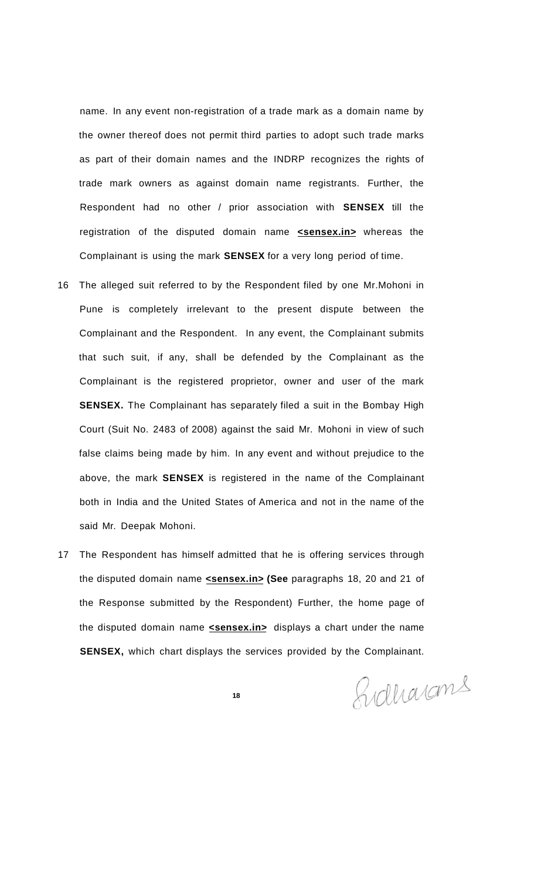name. In any event non-registration of a trade mark as a domain name by the owner thereof does not permit third parties to adopt such trade marks as part of their domain names and the INDRP recognizes the rights of trade mark owners as against domain name registrants. Further, the Respondent had no other / prior association with **SENSEX** till the registration of the disputed domain name **<u><sensex.in></u>** whereas the Complainant is using the mark **SENSEX** for a very long period of time.

16 The alleged suit referred to by the Respondent filed by one Mr.Mohoni in Pune is completely irrelevant to the present dispute between the Complainant and the Respondent. In any event, the Complainant submits that such suit, if any, shall be defended by the Complainant as the Complainant is the registered proprietor, owner and user of the mark **SENSEX.** The Complainant has separately filed a suit in the Bombay High Court (Suit No. 2483 of 2008) against the said Mr. Mohoni in view of such false claims being made by him. In any event and without prejudice to the above, the mark **SENSEX** is registered in the name of the Complainant both in India and the United States of America and not in the name of the said Mr. Deepak Mohoni.

17 The Respondent has himself admitted that he is offering services through the disputed domain name **<u><sensex.in></u> (See** paragraphs 18, 20 and 21 of the Response submitted by the Respondent) Further, the home page of the disputed domain name **<u><sensex.in></u>** displays a chart under the name **SENSEX,** which chart displays the services provided by the Complainant.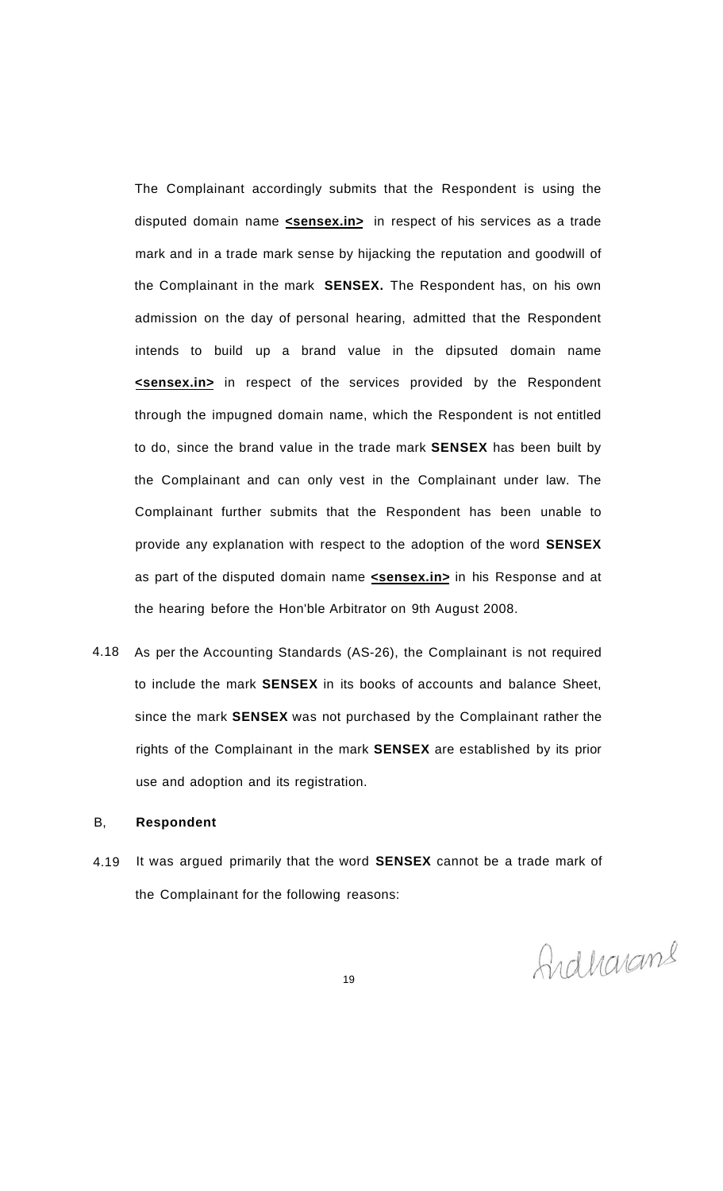The Complainant accordingly submits that the Respondent is using the disputed domain name **<sensex.in>** in respect of his services as a trade mark and in a trade mark sense by hijacking the reputation and goodwill of the Complainant in the mark **SENSEX.** The Respondent has, on his own admission on the day of personal hearing, admitted that the Respondent intends to build up a brand value in the dipsuted domain name **<sensex.in>** in respect of the services provided by the Respondent through the impugned domain name, which the Respondent is not entitled to do, since the brand value in the trade mark **SENSEX** has been built by the Complainant and can only vest in the Complainant under law. The Complainant further submits that the Respondent has been unable to provide any explanation with respect to the adoption of the word **SENSEX** as part of the disputed domain name **<sensex.in>** in his Response and at the hearing before the Hon'ble Arbitrator on 9th August 2008.

4.18 As per the Accounting Standards (AS-26), the Complainant is not required to include the mark **SENSEX** in its books of accounts and balance Sheet, since the mark **SENSEX** was not purchased by the Complainant rather the rights of the Complainant in the mark **SENSEX** are established by its prior use and adoption and its registration.

B, **Respondent**

4.19 It was argued primarily that the word **SENSEX** cannot be a trade mark of the Complainant for the following reasons: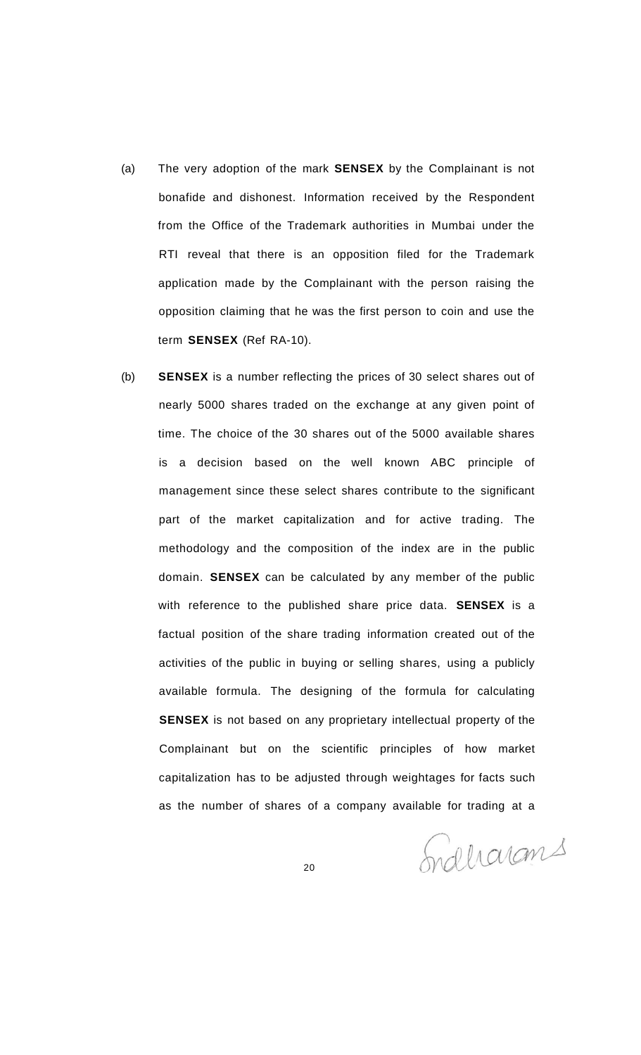(a) The very adoption of the mark **SENSEX** by the Complainant is not bonafide and dishonest. Information received by the Respondent from the Office of the Trademark authorities in Mumbai under the RTI reveal that there is an opposition filed for the Trademark application made by the Complainant with the person raising the opposition claiming that he was the first person to coin and use the term **SENSEX** (Ref RA-10).

(b) **SENSEX** is a number reflecting the prices of 30 select shares out of nearly 5000 shares traded on the exchange at any given point of time. The choice of the 30 shares out of the 5000 available shares is a decision based on the well known ABC principle of management since these select shares contribute to the significant part of the market capitalization and for active trading. The methodology and the composition of the index are in the public domain. **SENSEX** can be calculated by any member of the public with reference to the published share price data. **SENSEX** is a factual position of the share trading information created out of the activities of the public in buying or selling shares, using a publicly available formula. The designing of the formula for calculating **SENSEX** is not based on any proprietary intellectual property of the Complainant but on the scientific principles of how market capitalization has to be adjusted through weightages for facts such as the number of shares of a company available for trading at a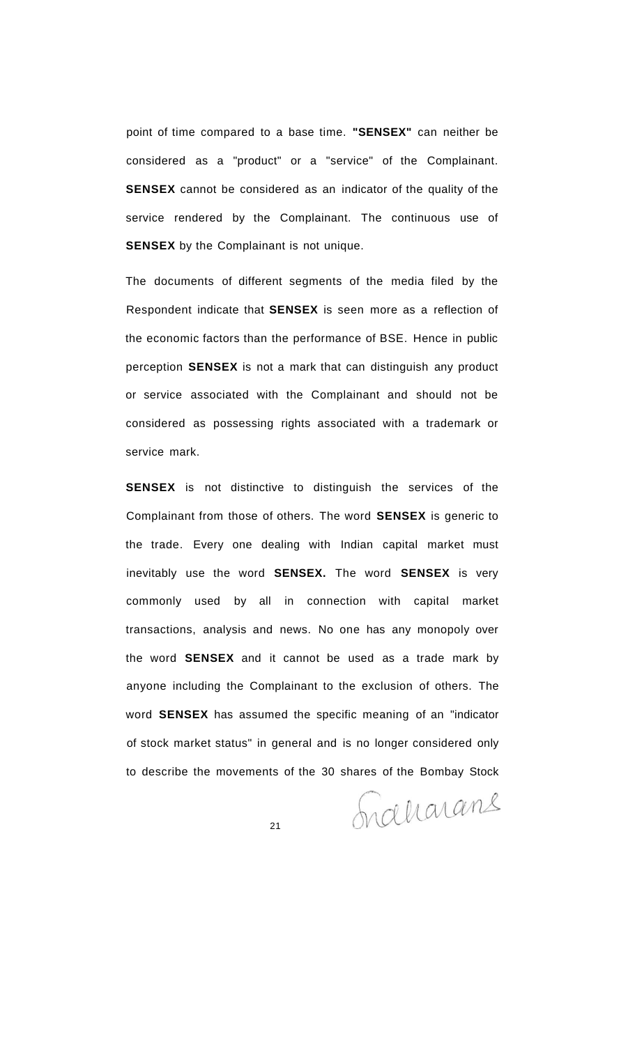point of time compared to a base time. **"SENSEX"** can neither be considered as a "product" or a "service" of the Complainant. **SENSEX** cannot be considered as an indicator of the quality of the service rendered by the Complainant. The continuous use of **SENSEX** by the Complainant is not unique.

The documents of different segments of the media filed by the Respondent indicate that **SENSEX** is seen more as a reflection of the economic factors than the performance of BSE. Hence in public perception **SENSEX** is not a mark that can distinguish any product or service associated with the Complainant and should not be considered as possessing rights associated with a trademark or service mark.

**SENSEX** is not distinctive to distinguish the services of the Complainant from those of others. The word **SENSEX** is generic to the trade. Every one dealing with Indian capital market must inevitably use the word **SENSEX.** The word **SENSEX** is very commonly used by all in connection with capital market transactions, analysis and news. No one has any monopoly over the word **SENSEX** and it cannot be used as a trade mark by anyone including the Complainant to the exclusion of others. The word **SENSEX** has assumed the specific meaning of an "indicator of stock market status" in general and is no longer considered only to describe the movements of the 30 shares of the Bombay Stock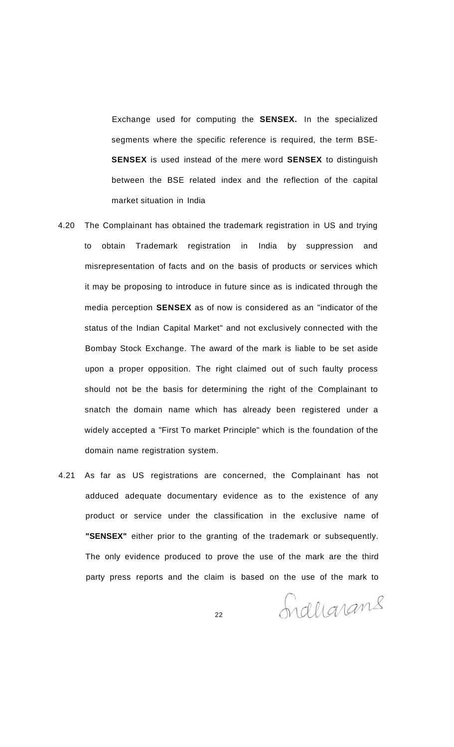Exchange used for computing the **SENSEX.** In the specialized segments where the specific reference is required, the term BSE-**SENSEX** is used instead of the mere word **SENSEX** to distinguish between the BSE related index and the reflection of the capital market situation in India

4.20 The Complainant has obtained the trademark registration in US and trying to obtain Trademark registration in India by suppression and misrepresentation of facts and on the basis of products or services which it may be proposing to introduce in future since as is indicated through the media perception **SENSEX** as of now is considered as an "indicator of the status of the Indian Capital Market" and not exclusively connected with the Bombay Stock Exchange. The award of the mark is liable to be set aside upon a proper opposition. The right claimed out of such faulty process should not be the basis for determining the right of the Complainant to snatch the domain name which has already been registered under a widely accepted a "First To market Principle" which is the foundation of the domain name registration system.

4.21 As far as US registrations are concerned, the Complainant has not adduced adequate documentary evidence as to the existence of any product or service under the classification in the exclusive name of **"SENSEX"** either prior to the granting of the trademark or subsequently. The only evidence produced to prove the use of the mark are the third party press reports and the claim is based on the use of the mark to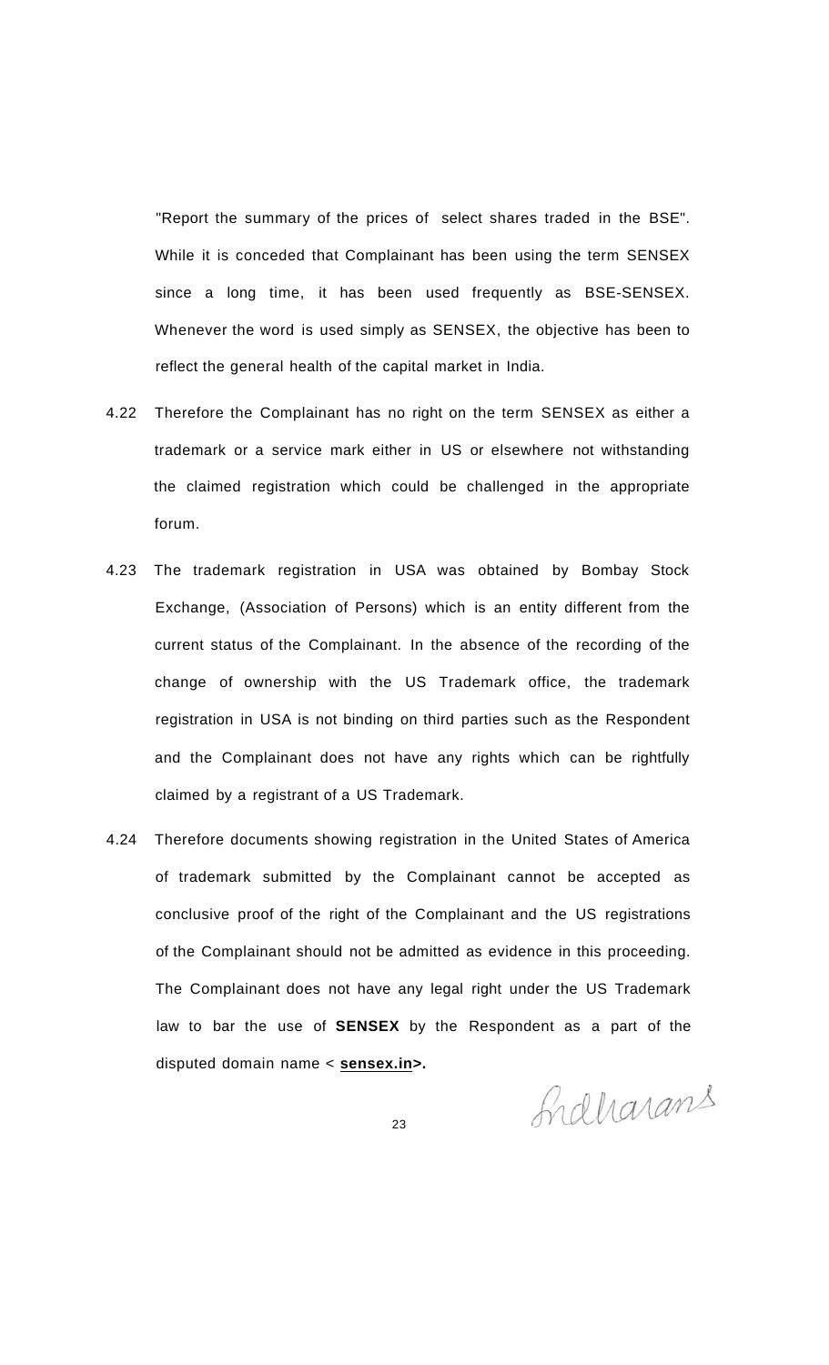"Report the summary of the prices of select shares traded in the BSE". While it is conceded that Complainant has been using the term SENSEX since a long time, it has been used frequently as BSE-SENSEX. Whenever the word is used simply as SENSEX, the objective has been to reflect the general health of the capital market in India.

4.22 Therefore the Complainant has no right on the term SENSEX as either a trademark or a service mark either in US or elsewhere not withstanding the claimed registration which could be challenged in the appropriate forum.

4.23 The trademark registration in USA was obtained by Bombay Stock Exchange, (Association of Persons) which is an entity different from the current status of the Complainant. In the absence of the recording of the change of ownership with the US Trademark office, the trademark registration in USA is not binding on third parties such as the Respondent and the Complainant does not have any rights which can be rightfully claimed by a registrant of a US Trademark.

4.24 Therefore documents showing registration in the United States of America of trademark submitted by the Complainant cannot be accepted as conclusive proof of the right of the Complainant and the US registrations of the Complainant should not be admitted as evidence in this proceeding. The Complainant does not have any legal right under the US Trademark law to bar the use of **SENSEX** by the Respondent as a part of the disputed domain name < **sensex.in>.**

Sridharans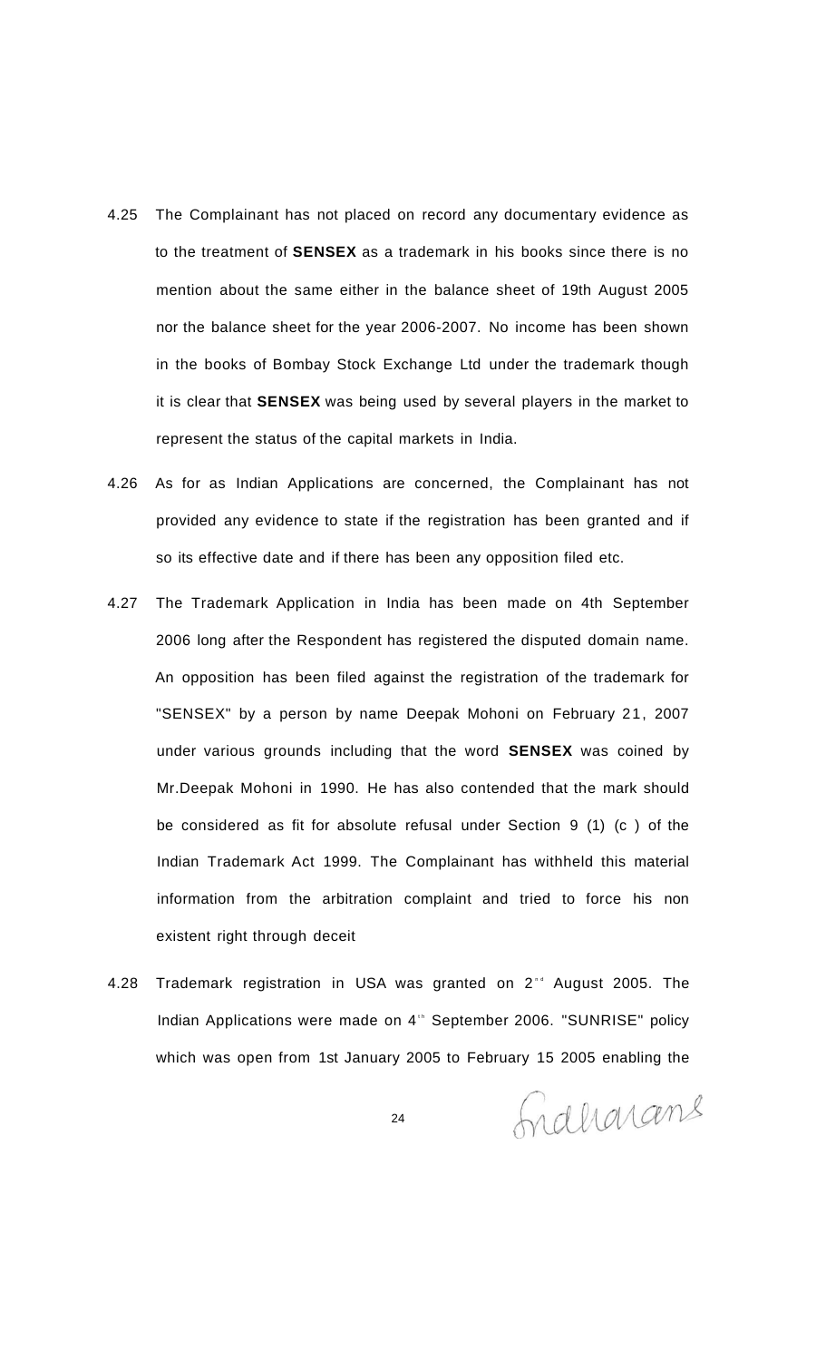4.25 The Complainant has not placed on record any documentary evidence as to the treatment of **SENSEX** as a trademark in his books since there is no mention about the same either in the balance sheet of 19th August 2005 nor the balance sheet for the year 2006-2007. No income has been shown in the books of Bombay Stock Exchange Ltd under the trademark though it is clear that **SENSEX** was being used by several players in the market to represent the status of the capital markets in India.

4.26 As for as Indian Applications are concerned, the Complainant has not provided any evidence to state if the registration has been granted and if so its effective date and if there has been any opposition filed etc.

4.27 The Trademark Application in India has been made on 4th September 2006 long after the Respondent has registered the disputed domain name. An opposition has been filed against the registration of the trademark for "SENSEX" by a person by name Deepak Mohoni on February 21, 2007 under various grounds including that the word **SENSEX** was coined by Mr.Deepak Mohoni in 1990. He has also contended that the mark should be considered as fit for absolute refusal under Section 9 (1) (c ) of the Indian Trademark Act 1999. The Complainant has withheld this material information from the arbitration complaint and tried to force his non existent right through deceit

4.28 Trademark registration in USA was granted on 2nd August 2005. The Indian Applications were made on 4th September 2006. "SUNRISE" policy which was open from 1st January 2005 to February 15 2005 enabling the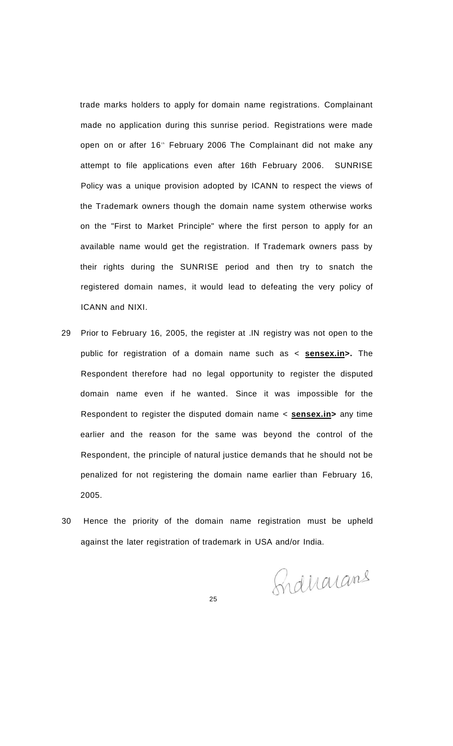trade marks holders to apply for domain name registrations. Complainant made no application during this sunrise period. Registrations were made open on or after 16th February 2006 The Complainant did not make any attempt to file applications even after 16th February 2006. SUNRISE Policy was a unique provision adopted by ICANN to respect the views of the Trademark owners though the domain name system otherwise works on the "First to Market Principle" where the first person to apply for an available name would get the registration. If Trademark owners pass by their rights during the SUNRISE period and then try to snatch the registered domain names, it would lead to defeating the very policy of ICANN and NIXI.

29 Prior to February 16, 2005, the register at .IN registry was not open to the public for registration of a domain name such as < **sensex.in>.** The Respondent therefore had no legal opportunity to register the disputed domain name even if he wanted. Since it was impossible for the Respondent to register the disputed domain name < **sensex.in>** any time earlier and the reason for the same was beyond the control of the Respondent, the principle of natural justice demands that he should not be penalized for not registering the domain name earlier than February 16, 2005.

30 Hence the priority of the domain name registration must be upheld against the later registration of trademark in USA and/or India.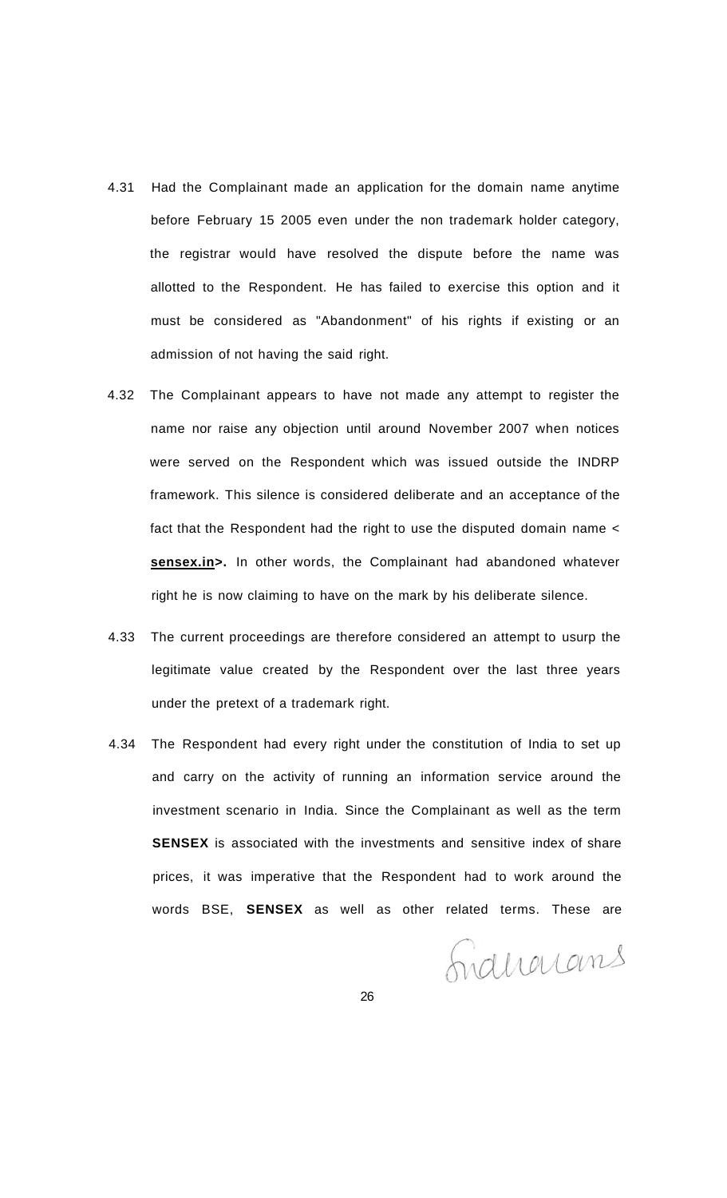4.31 Had the Complainant made an application for the domain name anytime before February 15 2005 even under the non trademark holder category, the registrar would have resolved the dispute before the name was allotted to the Respondent. He has failed to exercise this option and it must be considered as "Abandonment" of his rights if existing or an admission of not having the said right.

4.32 The Complainant appears to have not made any attempt to register the name nor raise any objection until around November 2007 when notices were served on the Respondent which was issued outside the INDRP framework. This silence is considered deliberate and an acceptance of the fact that the Respondent had the right to use the disputed domain name < **sensex.in>.** In other words, the Complainant had abandoned whatever right he is now claiming to have on the mark by his deliberate silence.

4.33 The current proceedings are therefore considered an attempt to usurp the legitimate value created by the Respondent over the last three years under the pretext of a trademark right.

4.34 The Respondent had every right under the constitution of India to set up and carry on the activity of running an information service around the investment scenario in India. Since the Complainant as well as the term **SENSEX** is associated with the investments and sensitive index of share prices, it was imperative that the Respondent had to work around the words BSE, **SENSEX** as well as other related terms. These are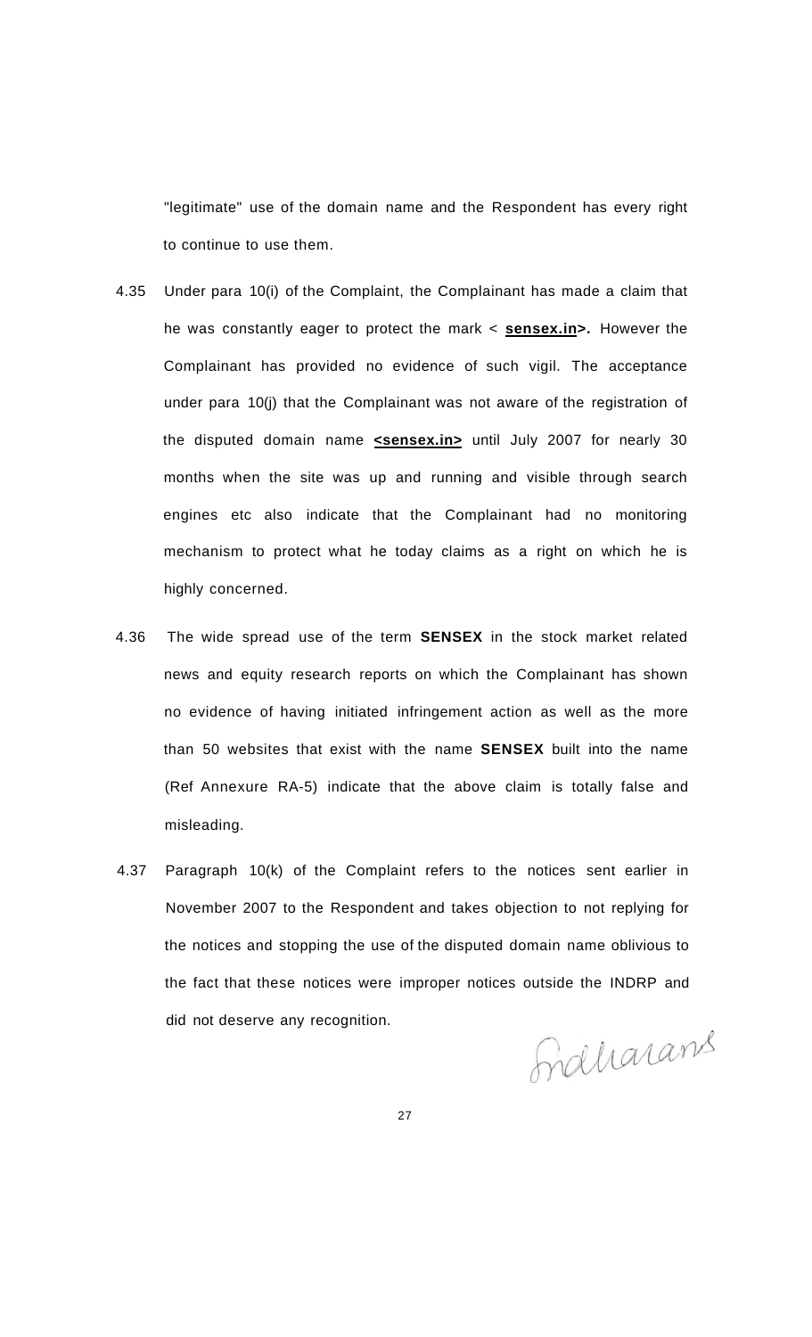"legitimate" use of the domain name and the Respondent has every right to continue to use them.

4.35 Under para 10(i) of the Complaint, the Complainant has made a claim that he was constantly eager to protect the mark < **sensex.in>.** However the Complainant has provided no evidence of such vigil. The acceptance under para 10(j) that the Complainant was not aware of the registration of the disputed domain name **<sensex.in>** until July 2007 for nearly 30 months when the site was up and running and visible through search engines etc also indicate that the Complainant had no monitoring mechanism to protect what he today claims as a right on which he is highly concerned.

4.36 The wide spread use of the term **SENSEX** in the stock market related news and equity research reports on which the Complainant has shown no evidence of having initiated infringement action as well as the more than 50 websites that exist with the name **SENSEX** built into the name (Ref Annexure RA-5) indicate that the above claim is totally false and misleading.

4.37 Paragraph 10(k) of the Complaint refers to the notices sent earlier in November 2007 to the Respondent and takes objection to not replying for the notices and stopping the use of the disputed domain name oblivious to the fact that these notices were improper notices outside the INDRP and did not deserve any recognition.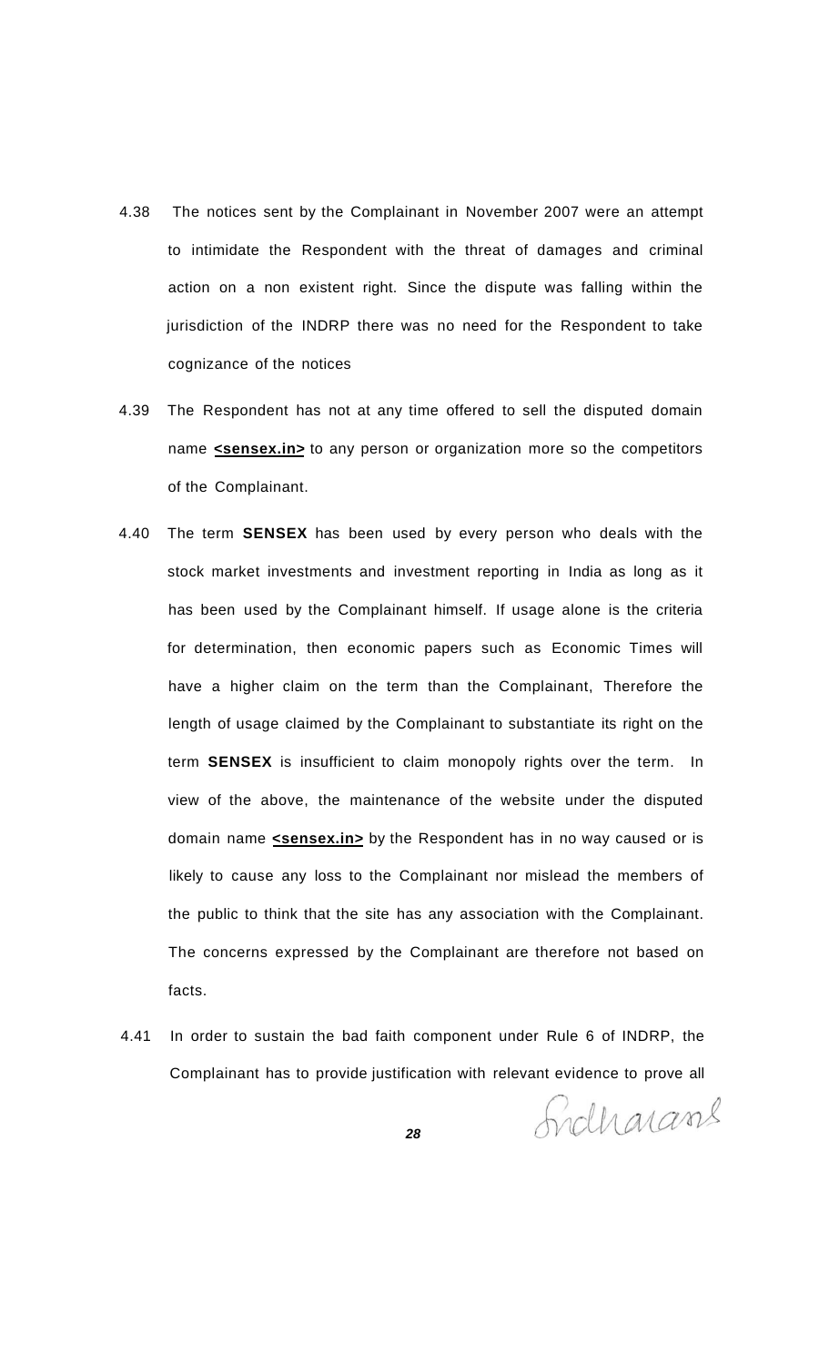4.38 The notices sent by the Complainant in November 2007 were an attempt to intimidate the Respondent with the threat of damages and criminal action on a non existent right. Since the dispute was falling within the jurisdiction of the INDRP there was no need for the Respondent to take cognizance of the notices

4.39 The Respondent has not at any time offered to sell the disputed domain name **<sensex.in>** to any person or organization more so the competitors of the Complainant.

4.40 The term **SENSEX** has been used by every person who deals with the stock market investments and investment reporting in India as long as it has been used by the Complainant himself. If usage alone is the criteria for determination, then economic papers such as Economic Times will have a higher claim on the term than the Complainant, Therefore the length of usage claimed by the Complainant to substantiate its right on the term **SENSEX** is insufficient to claim monopoly rights over the term. In view of the above, the maintenance of the website under the disputed domain name **<sensex.in>** by the Respondent has in no way caused or is likely to cause any loss to the Complainant nor mislead the members of the public to think that the site has any association with the Complainant. The concerns expressed by the Complainant are therefore not based on facts.

4.41 In order to sustain the bad faith component under Rule 6 of INDRP, the Complainant has to provide justification with relevant evidence to prove all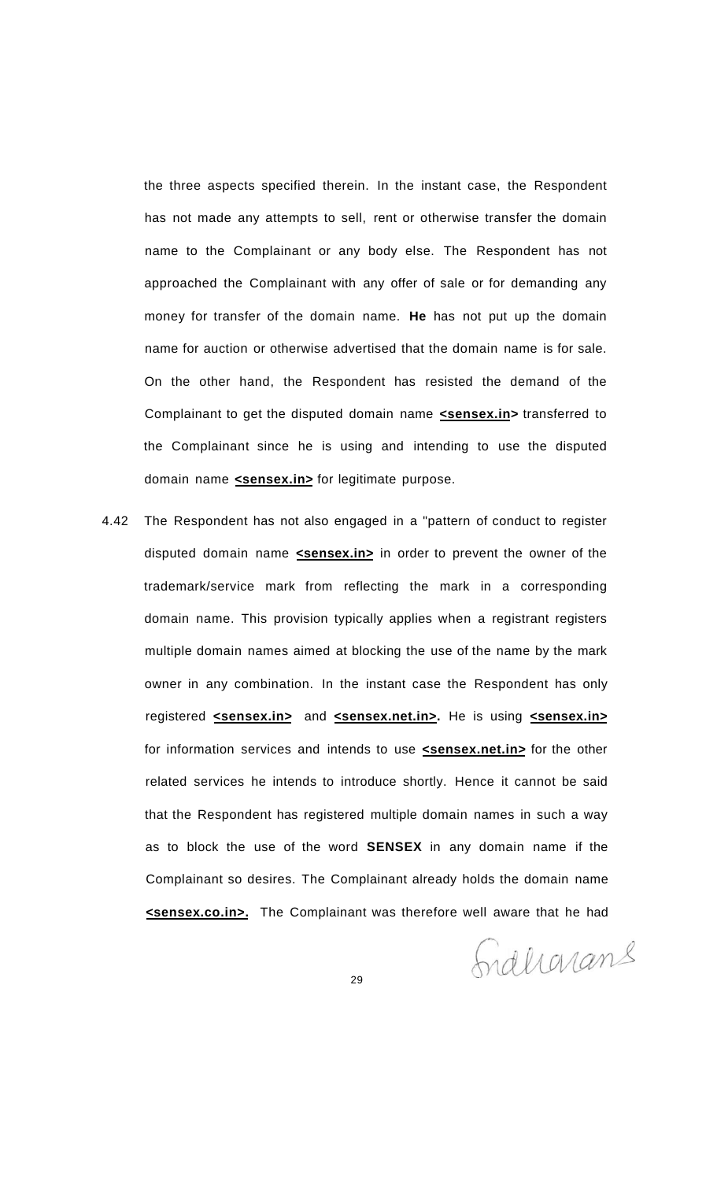the three aspects specified therein. In the instant case, the Respondent has not made any attempts to sell, rent or otherwise transfer the domain name to the Complainant or any body else. The Respondent has not approached the Complainant with any offer of sale or for demanding any money for transfer of the domain name. **He** has not put up the domain name for auction or otherwise advertised that the domain name is for sale. On the other hand, the Respondent has resisted the demand of the Complainant to get the disputed domain name **<sensex.in>** transferred to the Complainant since he is using and intending to use the disputed domain name **<sensex.in>** for legitimate purpose.

4.42 The Respondent has not also engaged in a "pattern of conduct to register disputed domain name **<sensex.in>** in order to prevent the owner of the trademark/service mark from reflecting the mark in a corresponding domain name. This provision typically applies when a registrant registers multiple domain names aimed at blocking the use of the name by the mark owner in any combination. In the instant case the Respondent has only registered **<sensex.in>** and **<sensex.net.in>.** He is using **<sensex.in>** for information services and intends to use **<sensex.net.in>** for the other related services he intends to introduce shortly. Hence it cannot be said that the Respondent has registered multiple domain names in such a way as to block the use of the word **SENSEX** in any domain name if the Complainant so desires. The Complainant already holds the domain name **<sensex.co.in>.** The Complainant was therefore well aware that he had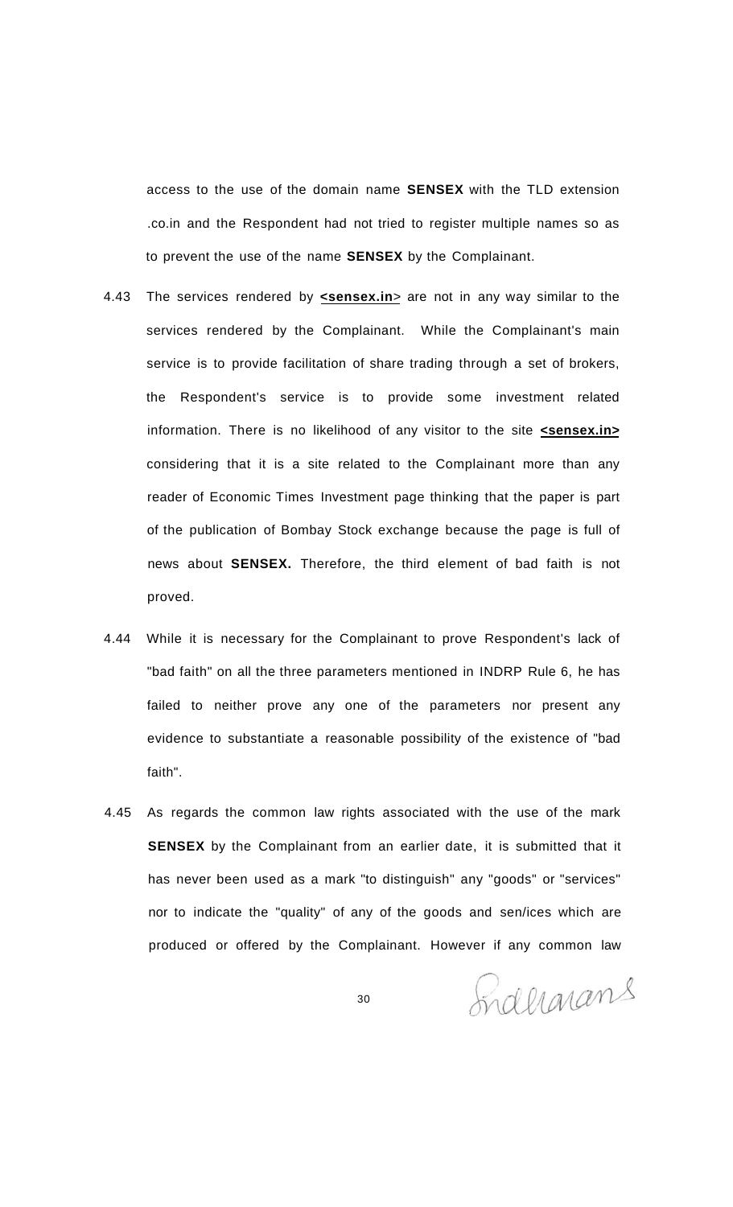access to the use of the domain name **SENSEX** with the TLD extension .co.in and the Respondent had not tried to register multiple names so as to prevent the use of the name **SENSEX** by the Complainant.

4.43 The services rendered by **<sensex.in>** are not in any way similar to the services rendered by the Complainant. While the Complainant's main service is to provide facilitation of share trading through a set of brokers, the Respondent's service is to provide some investment related information. There is no likelihood of any visitor to the site **<sensex.in>** considering that it is a site related to the Complainant more than any reader of Economic Times Investment page thinking that the paper is part of the publication of Bombay Stock exchange because the page is full of news about **SENSEX.** Therefore, the third element of bad faith is not proved.

4.44 While it is necessary for the Complainant to prove Respondent's lack of "bad faith" on all the three parameters mentioned in INDRP Rule 6, he has failed to neither prove any one of the parameters nor present any evidence to substantiate a reasonable possibility of the existence of "bad faith".

4.45 As regards the common law rights associated with the use of the mark **SENSEX** by the Complainant from an earlier date, it is submitted that it has never been used as a mark "to distinguish" any "goods" or "services" nor to indicate the "quality" of any of the goods and sen/ices which are produced or offered by the Complainant. However if any common law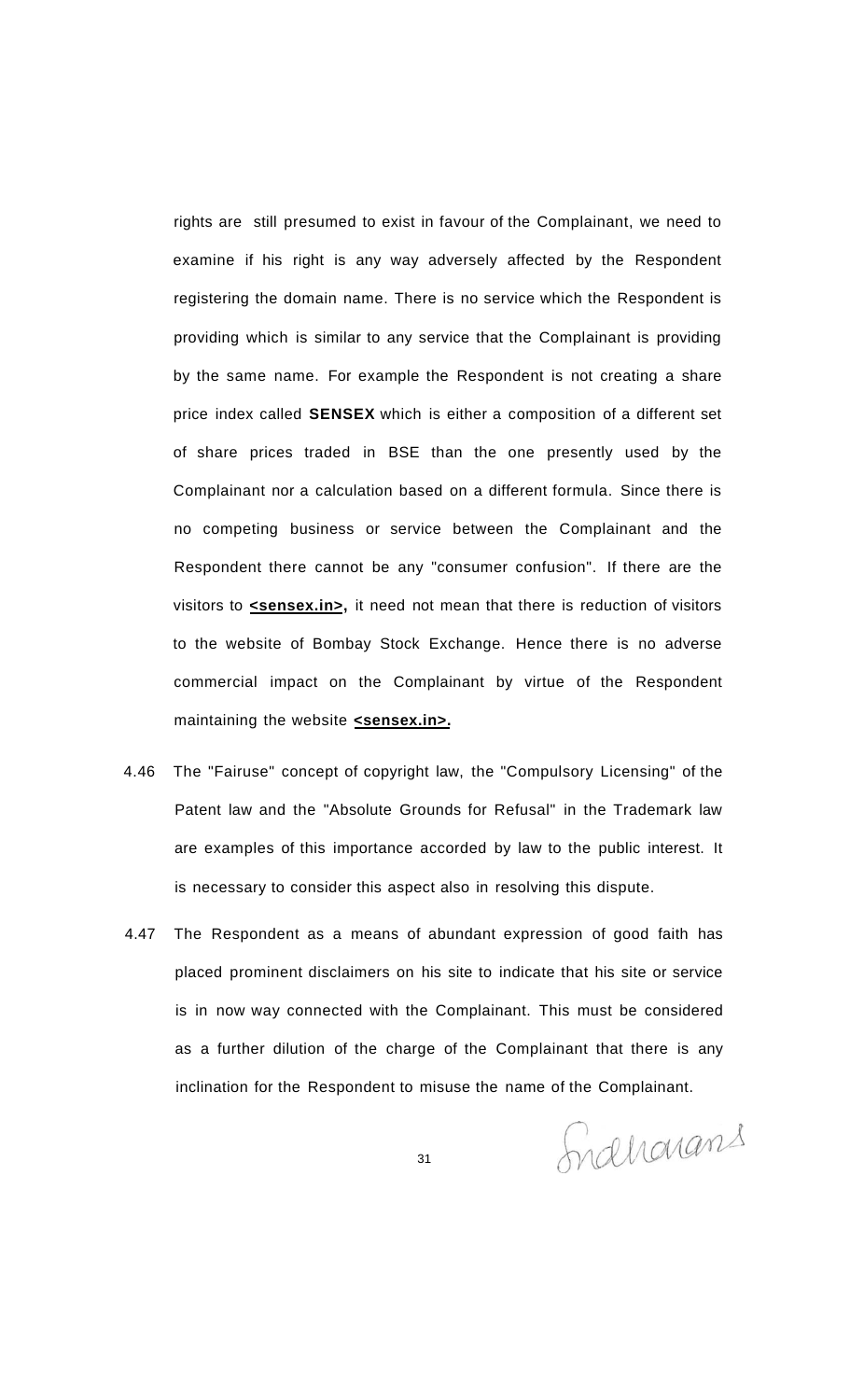rights are still presumed to exist in favour of the Complainant, we need to examine if his right is any way adversely affected by the Respondent registering the domain name. There is no service which the Respondent is providing which is similar to any service that the Complainant is providing by the same name. For example the Respondent is not creating a share price index called **SENSEX** which is either a composition of a different set of share prices traded in BSE than the one presently used by the Complainant nor a calculation based on a different formula. Since there is no competing business or service between the Complainant and the Respondent there cannot be any "consumer confusion". If there are the visitors to **<u><sensex.in></u>,** it need not mean that there is reduction of visitors to the website of Bombay Stock Exchange. Hence there is no adverse commercial impact on the Complainant by virtue of the Respondent maintaining the website **<u><sensex.in></u>.**

4.46 The "Fairuse" concept of copyright law, the "Compulsory Licensing" of the Patent law and the "Absolute Grounds for Refusal" in the Trademark law are examples of this importance accorded by law to the public interest. It is necessary to consider this aspect also in resolving this dispute.

4.47 The Respondent as a means of abundant expression of good faith has placed prominent disclaimers on his site to indicate that his site or service is in now way connected with the Complainant. This must be considered as a further dilution of the charge of the Complainant that there is any inclination for the Respondent to misuse the name of the Complainant.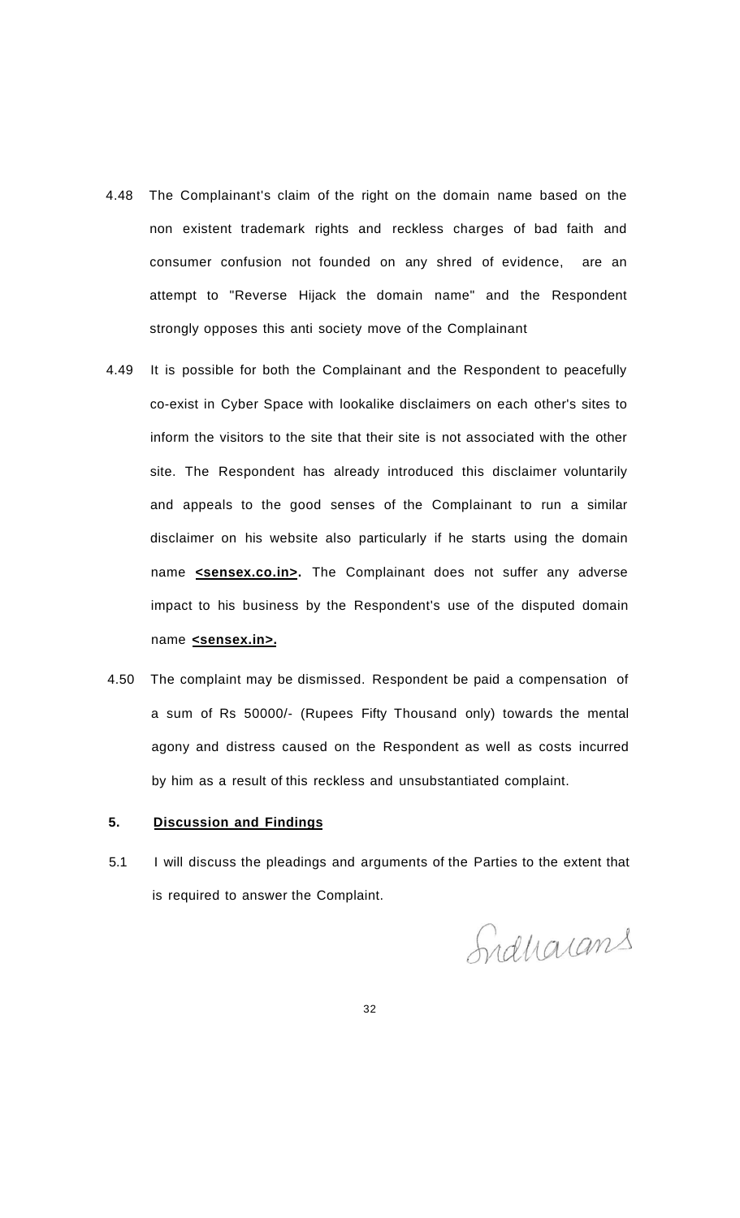4.48 The Complainant's claim of the right on the domain name based on the non existent trademark rights and reckless charges of bad faith and consumer confusion not founded on any shred of evidence, are an attempt to "Reverse Hijack the domain name" and the Respondent strongly opposes this anti society move of the Complainant

4.49 It is possible for both the Complainant and the Respondent to peacefully co-exist in Cyber Space with lookalike disclaimers on each other's sites to inform the visitors to the site that their site is not associated with the other site. The Respondent has already introduced this disclaimer voluntarily and appeals to the good senses of the Complainant to run a similar disclaimer on his website also particularly if he starts using the domain name **<sensex.co.in>.** The Complainant does not suffer any adverse impact to his business by the Respondent's use of the disputed domain name **<sensex.in>.**

4.50 The complaint may be dismissed. Respondent be paid a compensation of a sum of Rs 50000/- (Rupees Fifty Thousand only) towards the mental agony and distress caused on the Respondent as well as costs incurred by him as a result of this reckless and unsubstantiated complaint.

## 5. Discussion and Findings

5.1 I will discuss the pleadings and arguments of the Parties to the extent that is required to answer the Complaint.

Sridharans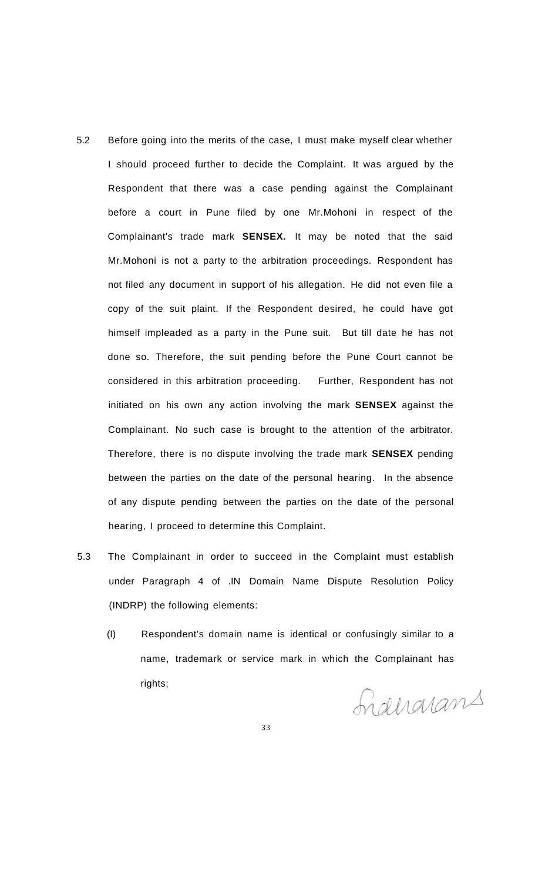5.2 Before going into the merits of the case, I must make myself clear whether I should proceed further to decide the Complaint. It was argued by the Respondent that there was a case pending against the Complainant before a court in Pune filed by one Mr.Mohoni in respect of the Complainant's trade mark **SENSEX.** It may be noted that the said Mr.Mohoni is not a party to the arbitration proceedings. Respondent has not filed any document in support of his allegation. He did not even file a copy of the suit plaint. If the Respondent desired, he could have got himself impleaded as a party in the Pune suit. But till date he has not done so. Therefore, the suit pending before the Pune Court cannot be considered in this arbitration proceeding. Further, Respondent has not initiated on his own any action involving the mark **SENSEX** against the Complainant. No such case is brought to the attention of the arbitrator. Therefore, there is no dispute involving the trade mark **SENSEX** pending between the parties on the date of the personal hearing. In the absence of any dispute pending between the parties on the date of the personal hearing, I proceed to determine this Complaint.

5.3 The Complainant in order to succeed in the Complaint must establish under Paragraph 4 of .IN Domain Name Dispute Resolution Policy (INDRP) the following elements:

(I) Respondent's domain name is identical or confusingly similar to a name, trademark or service mark in which the Complainant has rights;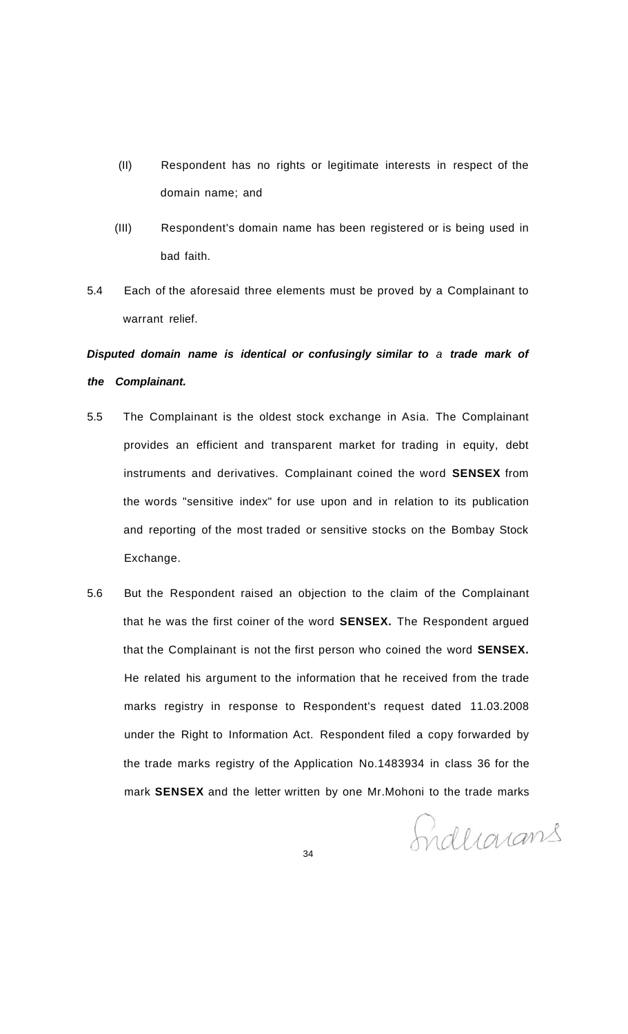(II) Respondent has no rights or legitimate interests in respect of the domain name; and

(III) Respondent's domain name has been registered or is being used in bad faith.

5.4 Each of the aforesaid three elements must be proved by a Complainant to warrant relief.

***Disputed domain name is identical or confusingly similar to** a **trade mark of the Complainant.***

5.5 The Complainant is the oldest stock exchange in Asia. The Complainant provides an efficient and transparent market for trading in equity, debt instruments and derivatives. Complainant coined the word **SENSEX** from the words "sensitive index" for use upon and in relation to its publication and reporting of the most traded or sensitive stocks on the Bombay Stock Exchange.

5.6 But the Respondent raised an objection to the claim of the Complainant that he was the first coiner of the word **SENSEX.** The Respondent argued that the Complainant is not the first person who coined the word **SENSEX.** He related his argument to the information that he received from the trade marks registry in response to Respondent's request dated 11.03.2008 under the Right to Information Act. Respondent filed a copy forwarded by the trade marks registry of the Application No.1483934 in class 36 for the mark **SENSEX** and the letter written by one Mr.Mohoni to the trade marks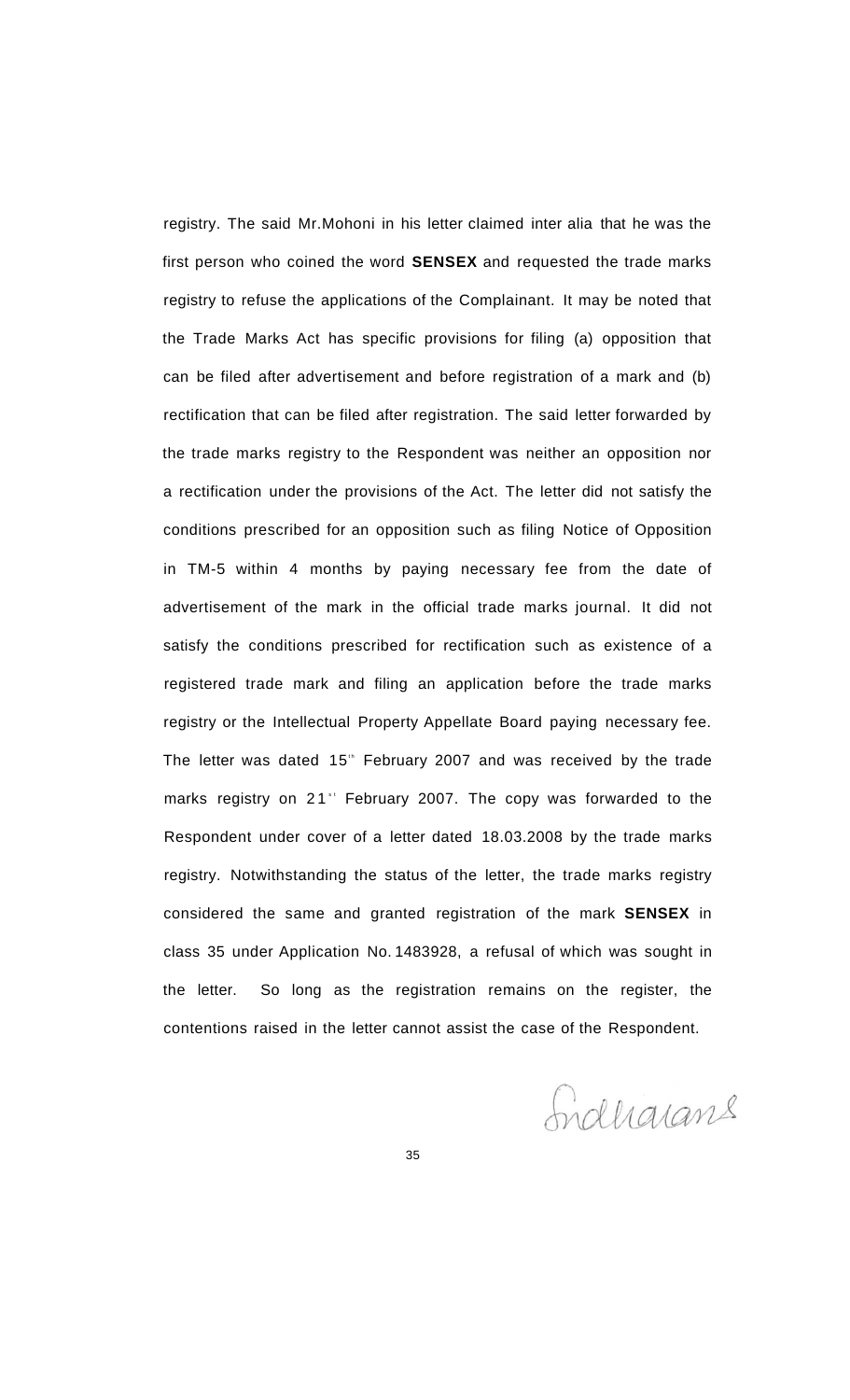registry. The said Mr.Mohoni in his letter claimed inter alia that he was the first person who coined the word **SENSEX** and requested the trade marks registry to refuse the applications of the Complainant. It may be noted that the Trade Marks Act has specific provisions for filing (a) opposition that can be filed after advertisement and before registration of a mark and (b) rectification that can be filed after registration. The said letter forwarded by the trade marks registry to the Respondent was neither an opposition nor a rectification under the provisions of the Act. The letter did not satisfy the conditions prescribed for an opposition such as filing Notice of Opposition in TM-5 within 4 months by paying necessary fee from the date of advertisement of the mark in the official trade marks journal. It did not satisfy the conditions prescribed for rectification such as existence of a registered trade mark and filing an application before the trade marks registry or the Intellectual Property Appellate Board paying necessary fee. The letter was dated 15th February 2007 and was received by the trade marks registry on 21st February 2007. The copy was forwarded to the Respondent under cover of a letter dated 18.03.2008 by the trade marks registry. Notwithstanding the status of the letter, the trade marks registry considered the same and granted registration of the mark **SENSEX** in class 35 under Application No. 1483928, a refusal of which was sought in the letter. So long as the registration remains on the register, the contentions raised in the letter cannot assist the case of the Respondent.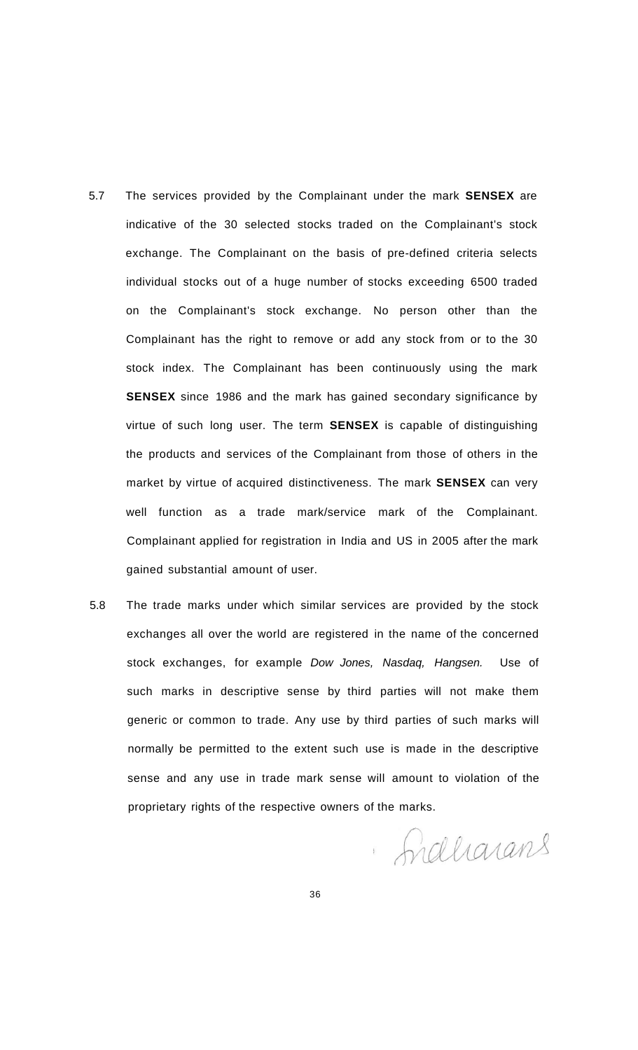5.7 The services provided by the Complainant under the mark **SENSEX** are indicative of the 30 selected stocks traded on the Complainant's stock exchange. The Complainant on the basis of pre-defined criteria selects individual stocks out of a huge number of stocks exceeding 6500 traded on the Complainant's stock exchange. No person other than the Complainant has the right to remove or add any stock from or to the 30 stock index. The Complainant has been continuously using the mark **SENSEX** since 1986 and the mark has gained secondary significance by virtue of such long user. The term **SENSEX** is capable of distinguishing the products and services of the Complainant from those of others in the market by virtue of acquired distinctiveness. The mark **SENSEX** can very well function as a trade mark/service mark of the Complainant. Complainant applied for registration in India and US in 2005 after the mark gained substantial amount of user.

5.8 The trade marks under which similar services are provided by the stock exchanges all over the world are registered in the name of the concerned stock exchanges, for example *Dow Jones, Nasdaq, Hangsen.* Use of such marks in descriptive sense by third parties will not make them generic or common to trade. Any use by third parties of such marks will normally be permitted to the extent such use is made in the descriptive sense and any use in trade mark sense will amount to violation of the proprietary rights of the respective owners of the marks.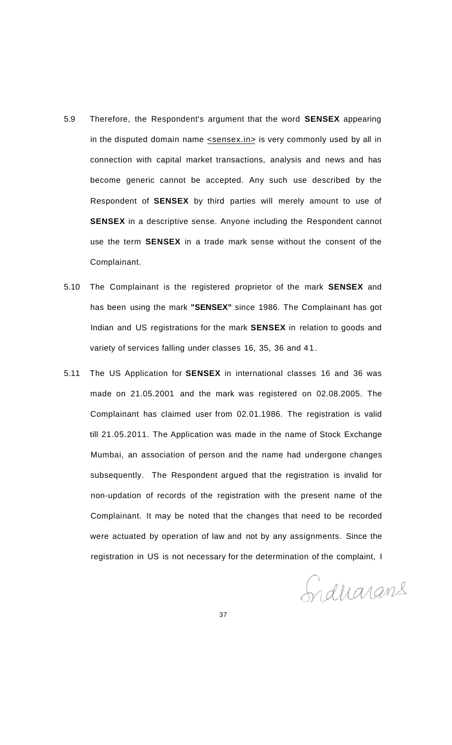5.9 Therefore, the Respondent's argument that the word **SENSEX** appearing in the disputed domain name <sensex.in> is very commonly used by all in connection with capital market transactions, analysis and news and has become generic cannot be accepted. Any such use described by the Respondent of **SENSEX** by third parties will merely amount to use of **SENSEX** in a descriptive sense. Anyone including the Respondent cannot use the term **SENSEX** in a trade mark sense without the consent of the Complainant.

5.10 The Complainant is the registered proprietor of the mark **SENSEX** and has been using the mark **"SENSEX"** since 1986. The Complainant has got Indian and US registrations for the mark **SENSEX** in relation to goods and variety of services falling under classes 16, 35, 36 and 41.

5.11 The US Application for **SENSEX** in international classes 16 and 36 was made on 21.05.2001 and the mark was registered on 02.08.2005. The Complainant has claimed user from 02.01.1986. The registration is valid till 21.05.2011. The Application was made in the name of Stock Exchange Mumbai, an association of person and the name had undergone changes subsequently. The Respondent argued that the registration is invalid for non-updation of records of the registration with the present name of the Complainant. It may be noted that the changes that need to be recorded were actuated by operation of law and not by any assignments. Since the registration in US is not necessary for the determination of the complaint, I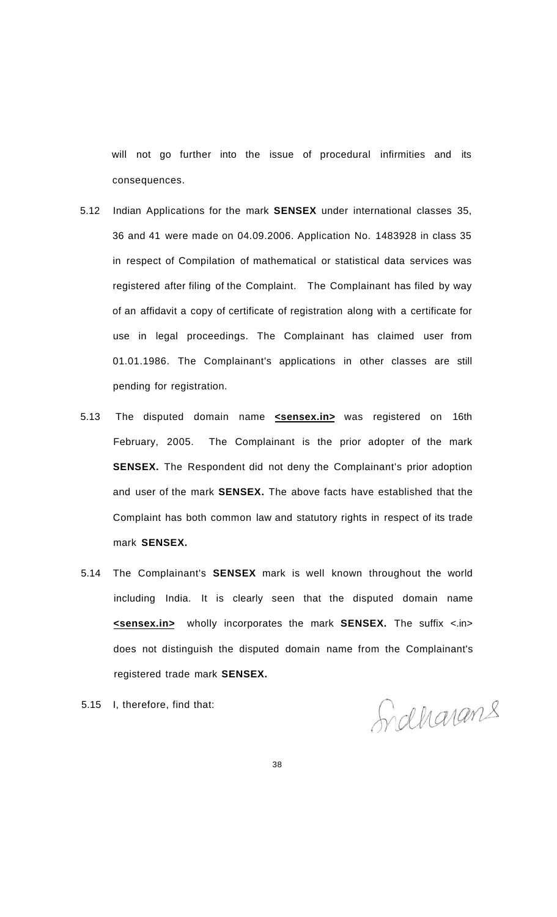will not go further into the issue of procedural infirmities and its consequences.

5.12 Indian Applications for the mark **SENSEX** under international classes 35, 36 and 41 were made on 04.09.2006. Application No. 1483928 in class 35 in respect of Compilation of mathematical or statistical data services was registered after filing of the Complaint. The Complainant has filed by way of an affidavit a copy of certificate of registration along with a certificate for use in legal proceedings. The Complainant has claimed user from 01.01.1986. The Complainant's applications in other classes are still pending for registration.

5.13 The disputed domain name **<u><sensex.in></u>** was registered on 16th February, 2005. The Complainant is the prior adopter of the mark **SENSEX.** The Respondent did not deny the Complainant's prior adoption and user of the mark **SENSEX.** The above facts have established that the Complaint has both common law and statutory rights in respect of its trade mark **SENSEX.**

5.14 The Complainant's **SENSEX** mark is well known throughout the world including India. It is clearly seen that the disputed domain name **<u><sensex.in></u>** wholly incorporates the mark **SENSEX.** The suffix <.in> does not distinguish the disputed domain name from the Complainant's registered trade mark **SENSEX.**

5.15 I, therefore, find that: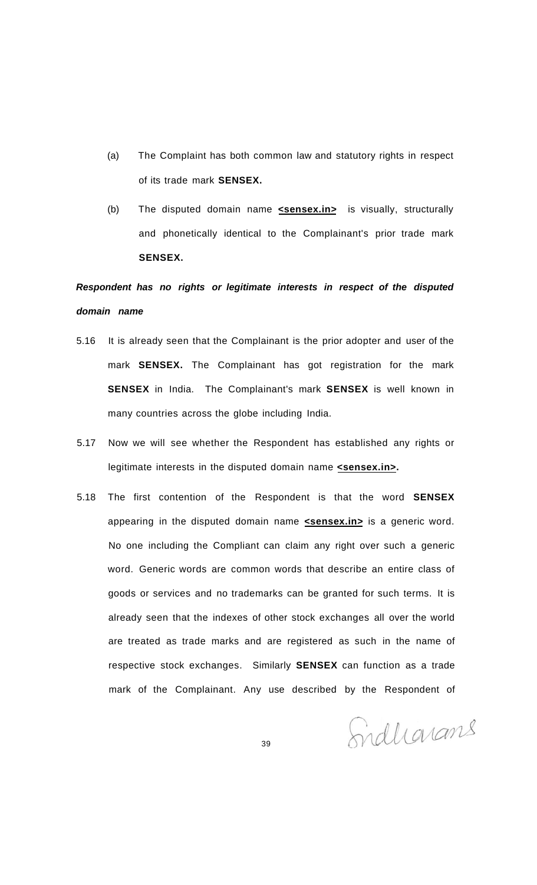(a) The Complaint has both common law and statutory rights in respect of its trade mark **SENSEX.**

(b) The disputed domain name **<sensex.in>** is visually, structurally and phonetically identical to the Complainant's prior trade mark **SENSEX.**

***Respondent has no rights or legitimate interests in respect of the disputed domain name***

5.16 It is already seen that the Complainant is the prior adopter and user of the mark **SENSEX.** The Complainant has got registration for the mark **SENSEX** in India. The Complainant's mark **SENSEX** is well known in many countries across the globe including India.

5.17 Now we will see whether the Respondent has established any rights or legitimate interests in the disputed domain name **<sensex.in>.**

5.18 The first contention of the Respondent is that the word **SENSEX** appearing in the disputed domain name **<sensex.in>** is a generic word. No one including the Compliant can claim any right over such a generic word. Generic words are common words that describe an entire class of goods or services and no trademarks can be granted for such terms. It is already seen that the indexes of other stock exchanges all over the world are treated as trade marks and are registered as such in the name of respective stock exchanges. Similarly **SENSEX** can function as a trade mark of the Complainant. Any use described by the Respondent of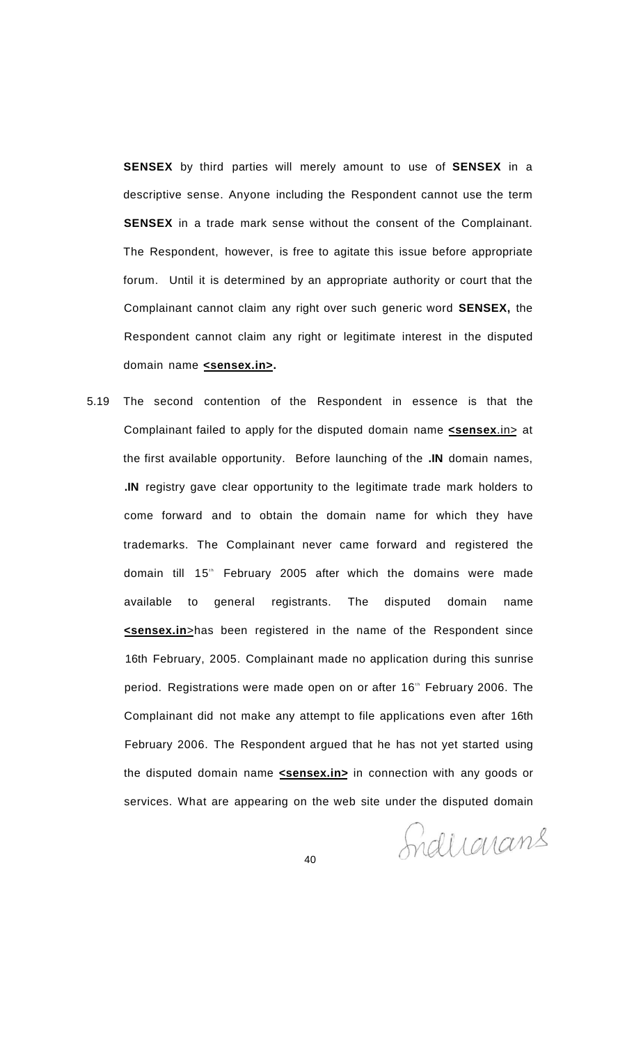**SENSEX** by third parties will merely amount to use of **SENSEX** in a descriptive sense. Anyone including the Respondent cannot use the term **SENSEX** in a trade mark sense without the consent of the Complainant. The Respondent, however, is free to agitate this issue before appropriate forum. Until it is determined by an appropriate authority or court that the Complainant cannot claim any right over such generic word **SENSEX,** the Respondent cannot claim any right or legitimate interest in the disputed domain name **<u><sensex.in></u>.**

5.19 The second contention of the Respondent in essence is that the Complainant failed to apply for the disputed domain name **<u><sensex</u>**<u>.in></u> at the first available opportunity. Before launching of the **.IN** domain names, **.IN** registry gave clear opportunity to the legitimate trade mark holders to come forward and to obtain the domain name for which they have trademarks. The Complainant never came forward and registered the domain till 15th February 2005 after which the domains were made available to general registrants. The disputed domain name **<u><sensex.in</u>**>has been registered in the name of the Respondent since 16th February, 2005. Complainant made no application during this sunrise period. Registrations were made open on or after 16th February 2006. The Complainant did not make any attempt to file applications even after 16th February 2006. The Respondent argued that he has not yet started using the disputed domain name **<u><sensex.in></u>** in connection with any goods or services. What are appearing on the web site under the disputed domain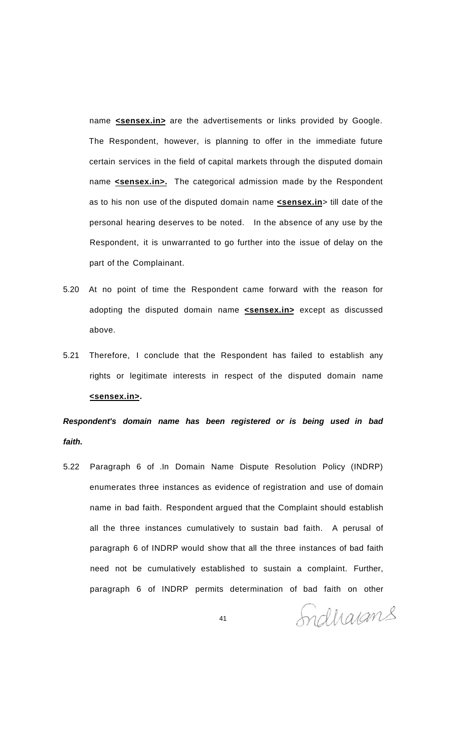name **<sensex.in>** are the advertisements or links provided by Google. The Respondent, however, is planning to offer in the immediate future certain services in the field of capital markets through the disputed domain name **<sensex.in>.** The categorical admission made by the Respondent as to his non use of the disputed domain name **<sensex.in**> till date of the personal hearing deserves to be noted. In the absence of any use by the Respondent, it is unwarranted to go further into the issue of delay on the part of the Complainant.

5.20 At no point of time the Respondent came forward with the reason for adopting the disputed domain name **<sensex.in>** except as discussed above.

5.21 Therefore, I conclude that the Respondent has failed to establish any rights or legitimate interests in respect of the disputed domain name **<sensex.in>.**

***Respondent's domain name has been registered or is being used in bad faith.***

5.22 Paragraph 6 of .In Domain Name Dispute Resolution Policy (INDRP) enumerates three instances as evidence of registration and use of domain name in bad faith. Respondent argued that the Complaint should establish all the three instances cumulatively to sustain bad faith. A perusal of paragraph 6 of INDRP would show that all the three instances of bad faith need not be cumulatively established to sustain a complaint. Further, paragraph 6 of INDRP permits determination of bad faith on other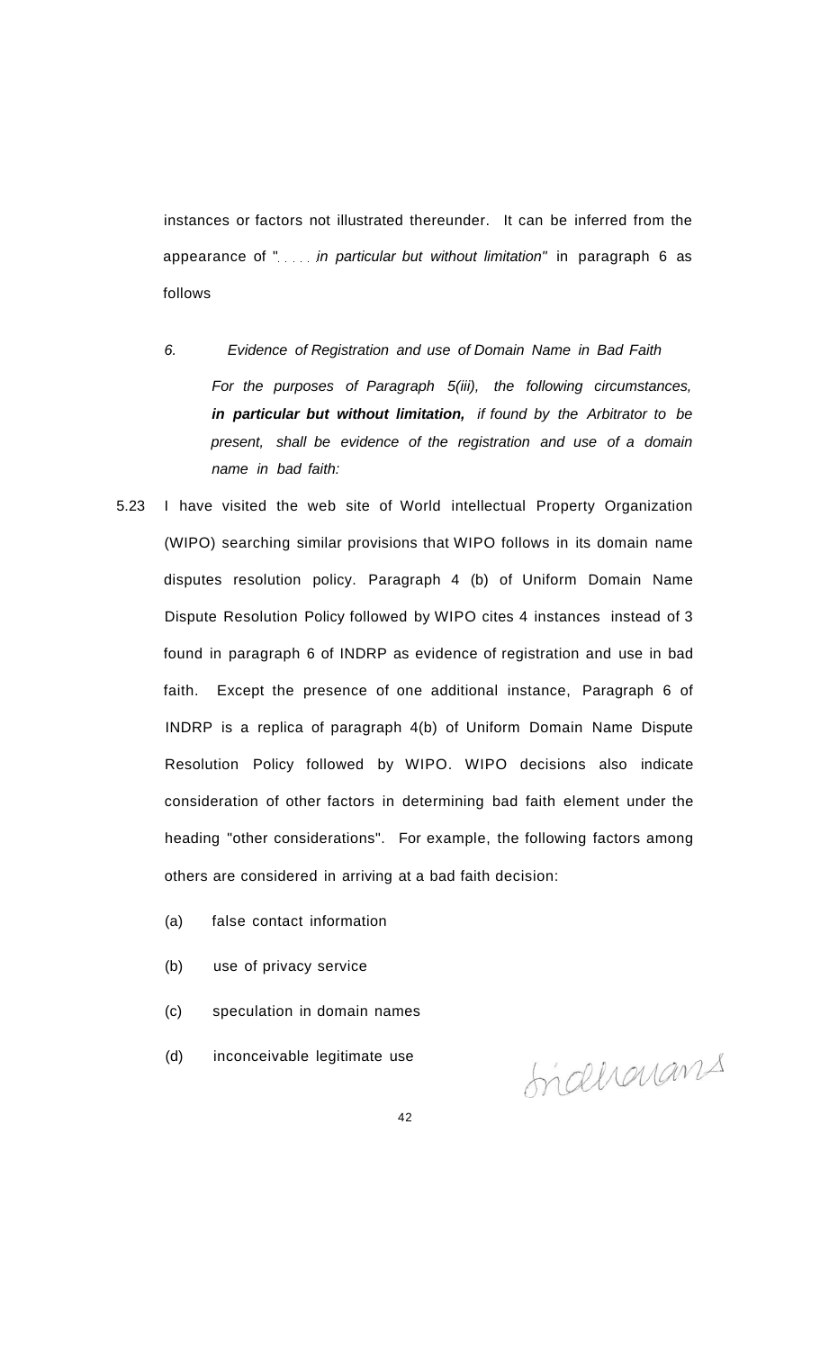instances or factors not illustrated thereunder. It can be inferred from the appearance of "..... *in particular but without limitation"* in paragraph 6 as follows

> *6. Evidence of Registration and use of Domain Name in Bad Faith*
>
> *For the purposes of Paragraph 5(iii), the following circumstances,* ***in particular but without limitation,*** *if found by the Arbitrator to be present, shall be evidence of the registration and use of a domain name in bad faith:*

5.23 I have visited the web site of World intellectual Property Organization (WIPO) searching similar provisions that WIPO follows in its domain name disputes resolution policy. Paragraph 4 (b) of Uniform Domain Name Dispute Resolution Policy followed by WIPO cites 4 instances instead of 3 found in paragraph 6 of INDRP as evidence of registration and use in bad faith. Except the presence of one additional instance, Paragraph 6 of INDRP is a replica of paragraph 4(b) of Uniform Domain Name Dispute Resolution Policy followed by WIPO. WIPO decisions also indicate consideration of other factors in determining bad faith element under the heading "other considerations". For example, the following factors among others are considered in arriving at a bad faith decision:

(a) false contact information

(b) use of privacy service

(c) speculation in domain names

(d) inconceivable legitimate use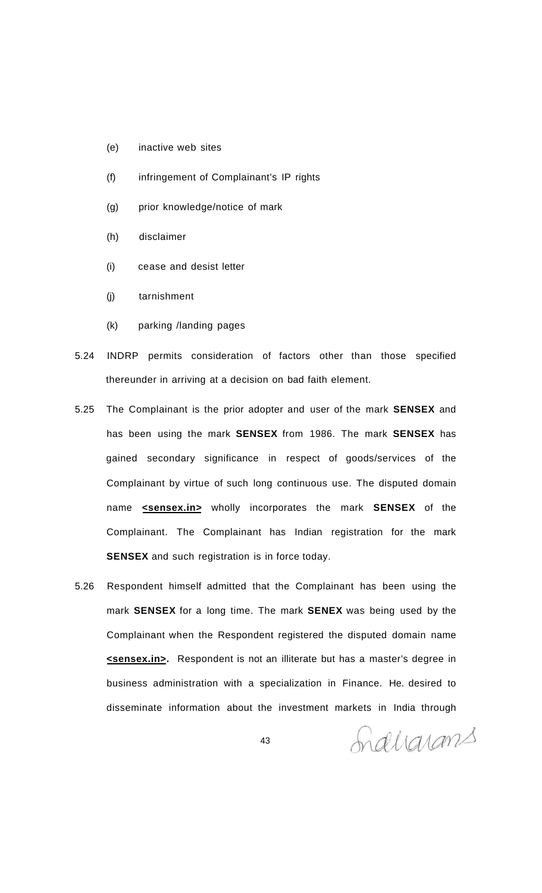(e) inactive web sites

(f) infringement of Complainant's IP rights

(g) prior knowledge/notice of mark

(h) disclaimer

(i) cease and desist letter

(j) tarnishment

(k) parking /landing pages

5.24 INDRP permits consideration of factors other than those specified thereunder in arriving at a decision on bad faith element.

5.25 The Complainant is the prior adopter and user of the mark **SENSEX** and has been using the mark **SENSEX** from 1986. The mark **SENSEX** has gained secondary significance in respect of goods/services of the Complainant by virtue of such long continuous use. The disputed domain name **<sensex.in>** wholly incorporates the mark **SENSEX** of the Complainant. The Complainant has Indian registration for the mark **SENSEX** and such registration is in force today.

5.26 Respondent himself admitted that the Complainant has been using the mark **SENSEX** for a long time. The mark **SENEX** was being used by the Complainant when the Respondent registered the disputed domain name **<sensex.in>.** Respondent is not an illiterate but has a master's degree in business administration with a specialization in Finance. He. desired to disseminate information about the investment markets in India through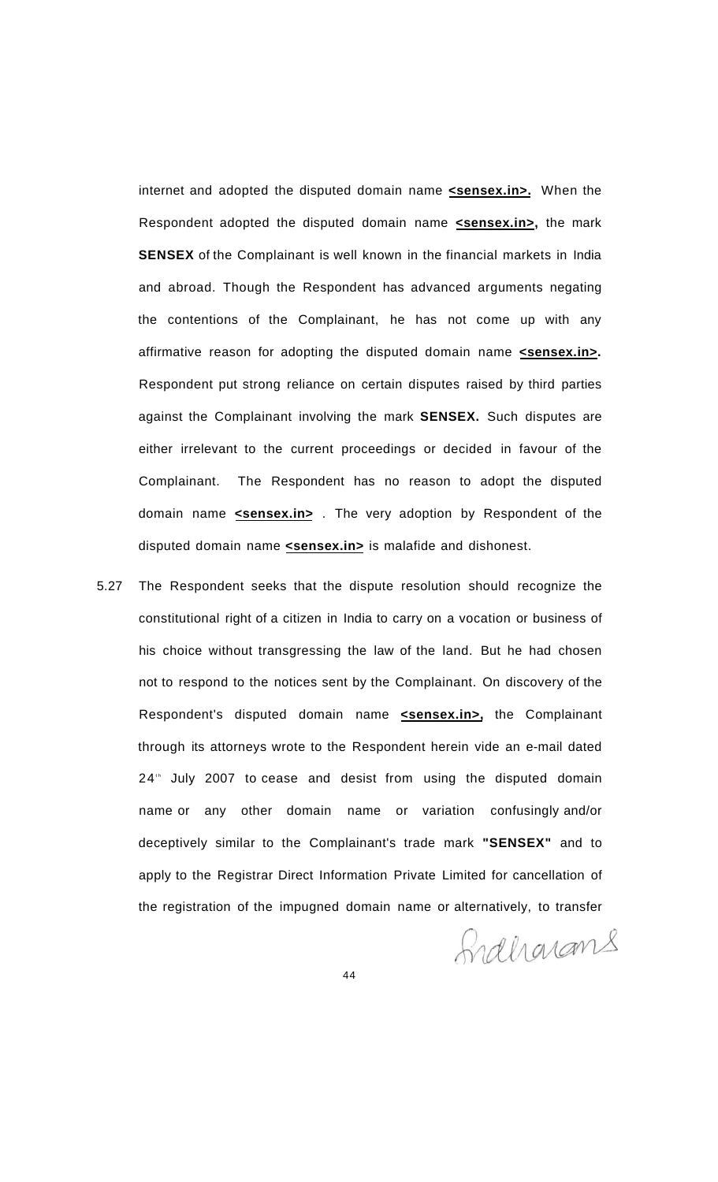internet and adopted the disputed domain name **<sensex.in>.** When the Respondent adopted the disputed domain name **<sensex.in>,** the mark **SENSEX** of the Complainant is well known in the financial markets in India and abroad. Though the Respondent has advanced arguments negating the contentions of the Complainant, he has not come up with any affirmative reason for adopting the disputed domain name **<sensex.in>.** Respondent put strong reliance on certain disputes raised by third parties against the Complainant involving the mark **SENSEX.** Such disputes are either irrelevant to the current proceedings or decided in favour of the Complainant. The Respondent has no reason to adopt the disputed domain name **<sensex.in>** . The very adoption by Respondent of the disputed domain name **<sensex.in>** is malafide and dishonest.

5.27 The Respondent seeks that the dispute resolution should recognize the constitutional right of a citizen in India to carry on a vocation or business of his choice without transgressing the law of the land. But he had chosen not to respond to the notices sent by the Complainant. On discovery of the Respondent's disputed domain name **<sensex.in>,** the Complainant through its attorneys wrote to the Respondent herein vide an e-mail dated 24th July 2007 to cease and desist from using the disputed domain name or any other domain name or variation confusingly and/or deceptively similar to the Complainant's trade mark **"SENSEX"** and to apply to the Registrar Direct Information Private Limited for cancellation of the registration of the impugned domain name or alternatively, to transfer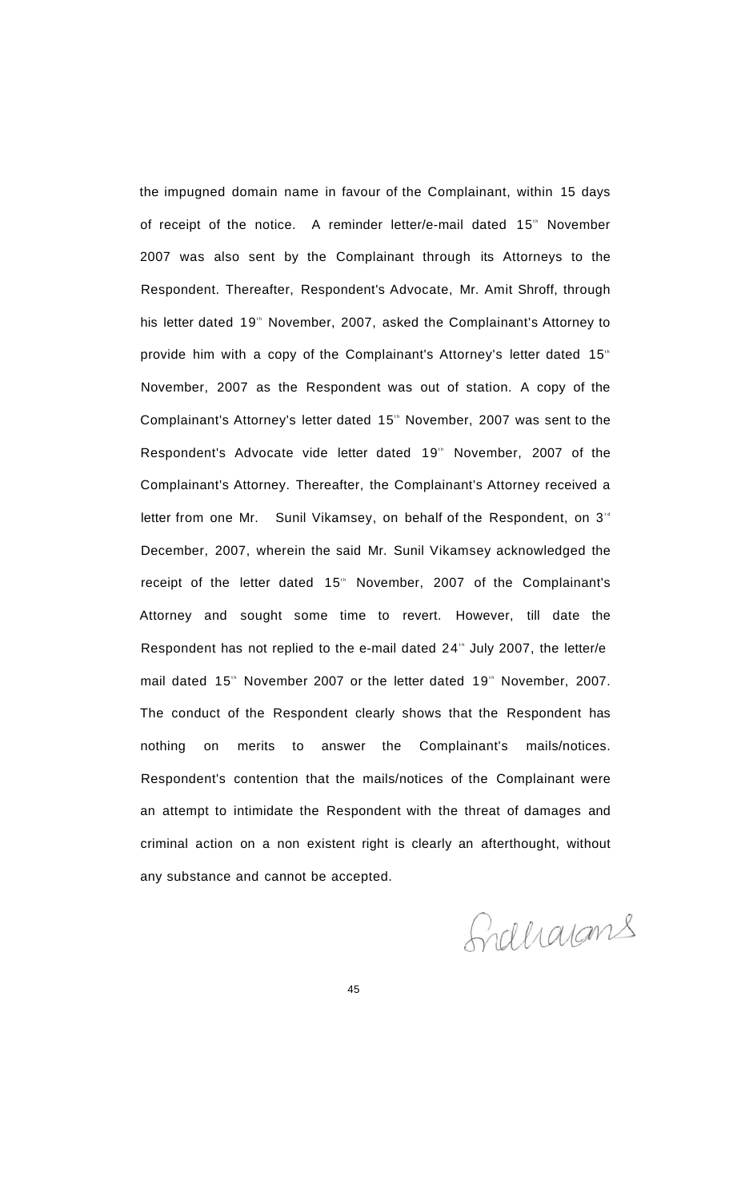the impugned domain name in favour of the Complainant, within 15 days of receipt of the notice. A reminder letter/e-mail dated 15th November 2007 was also sent by the Complainant through its Attorneys to the Respondent. Thereafter, Respondent's Advocate, Mr. Amit Shroff, through his letter dated 19th November, 2007, asked the Complainant's Attorney to provide him with a copy of the Complainant's Attorney's letter dated 15th November, 2007 as the Respondent was out of station. A copy of the Complainant's Attorney's letter dated 15th November, 2007 was sent to the Respondent's Advocate vide letter dated 19th November, 2007 of the Complainant's Attorney. Thereafter, the Complainant's Attorney received a letter from one Mr. Sunil Vikamsey, on behalf of the Respondent, on 3rd December, 2007, wherein the said Mr. Sunil Vikamsey acknowledged the receipt of the letter dated 15th November, 2007 of the Complainant's Attorney and sought some time to revert. However, till date the Respondent has not replied to the e-mail dated 24th July 2007, the letter/e mail dated 15th November 2007 or the letter dated 19th November, 2007. The conduct of the Respondent clearly shows that the Respondent has nothing on merits to answer the Complainant's mails/notices. Respondent's contention that the mails/notices of the Complainant were an attempt to intimidate the Respondent with the threat of damages and criminal action on a non existent right is clearly an afterthought, without any substance and cannot be accepted.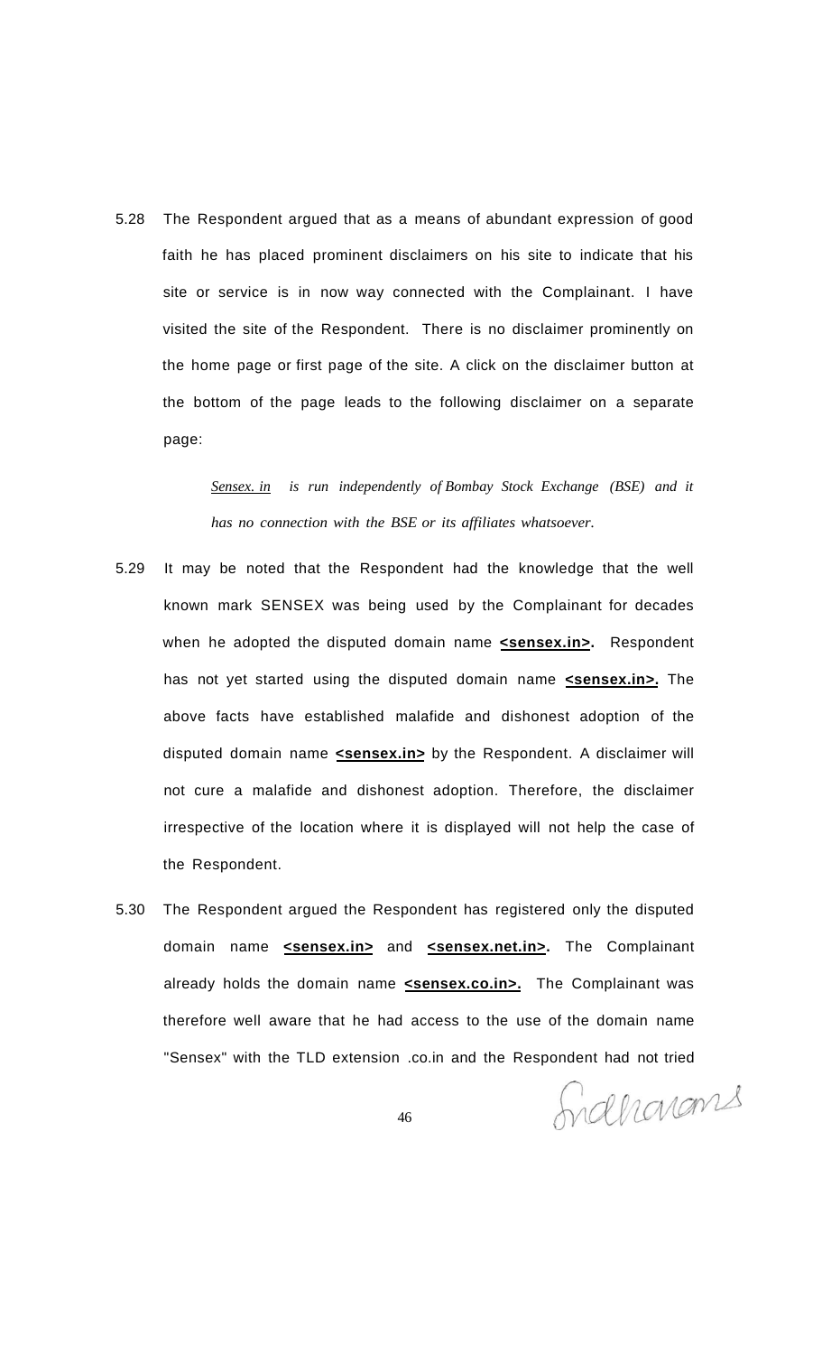5.28 The Respondent argued that as a means of abundant expression of good faith he has placed prominent disclaimers on his site to indicate that his site or service is in now way connected with the Complainant. I have visited the site of the Respondent. There is no disclaimer prominently on the home page or first page of the site. A click on the disclaimer button at the bottom of the page leads to the following disclaimer on a separate page:

> *<u>Sensex. in</u> is run independently of Bombay Stock Exchange (BSE) and it has no connection with the BSE or its affiliates whatsoever.*

5.29 It may be noted that the Respondent had the knowledge that the well known mark SENSEX was being used by the Complainant for decades when he adopted the disputed domain name **<u><sensex.in></u>.** Respondent has not yet started using the disputed domain name **<u><sensex.in>.</u>** The above facts have established malafide and dishonest adoption of the disputed domain name **<u><sensex.in></u>** by the Respondent. A disclaimer will not cure a malafide and dishonest adoption. Therefore, the disclaimer irrespective of the location where it is displayed will not help the case of the Respondent.

5.30 The Respondent argued the Respondent has registered only the disputed domain name **<u><sensex.in></u>** and **<u><sensex.net.in></u>.** The Complainant already holds the domain name **<u><sensex.co.in>.</u>** The Complainant was therefore well aware that he had access to the use of the domain name "Sensex" with the TLD extension .co.in and the Respondent had not tried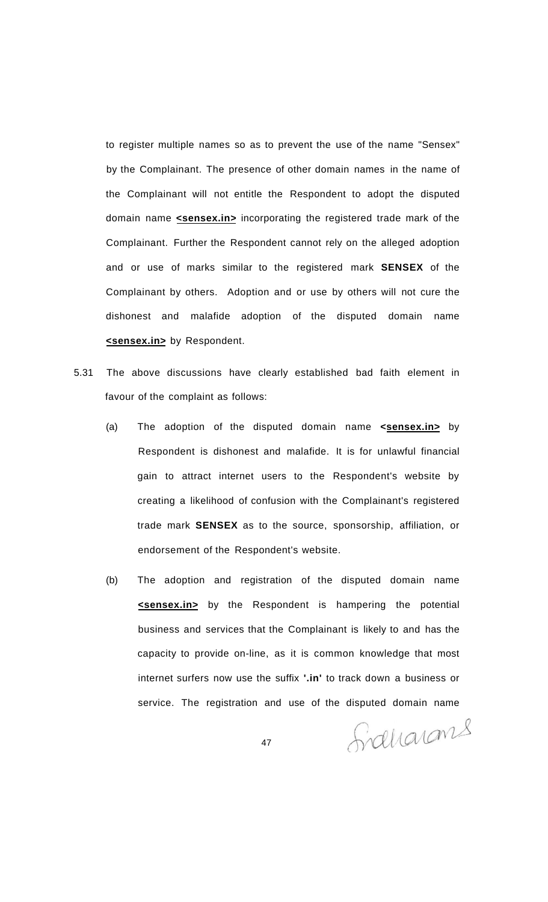to register multiple names so as to prevent the use of the name "Sensex" by the Complainant. The presence of other domain names in the name of the Complainant will not entitle the Respondent to adopt the disputed domain name **<u><sensex.in></u>** incorporating the registered trade mark of the Complainant. Further the Respondent cannot rely on the alleged adoption and or use of marks similar to the registered mark **SENSEX** of the Complainant by others. Adoption and or use by others will not cure the dishonest and malafide adoption of the disputed domain name **<u><sensex.in></u>** by Respondent.

5.31 The above discussions have clearly established bad faith element in favour of the complaint as follows:

(a) The adoption of the disputed domain name **<u><sensex.in></u>** by Respondent is dishonest and malafide. It is for unlawful financial gain to attract internet users to the Respondent's website by creating a likelihood of confusion with the Complainant's registered trade mark **SENSEX** as to the source, sponsorship, affiliation, or endorsement of the Respondent's website.

(b) The adoption and registration of the disputed domain name **<u><sensex.in></u>** by the Respondent is hampering the potential business and services that the Complainant is likely to and has the capacity to provide on-line, as it is common knowledge that most internet surfers now use the suffix **'.in'** to track down a business or service. The registration and use of the disputed domain name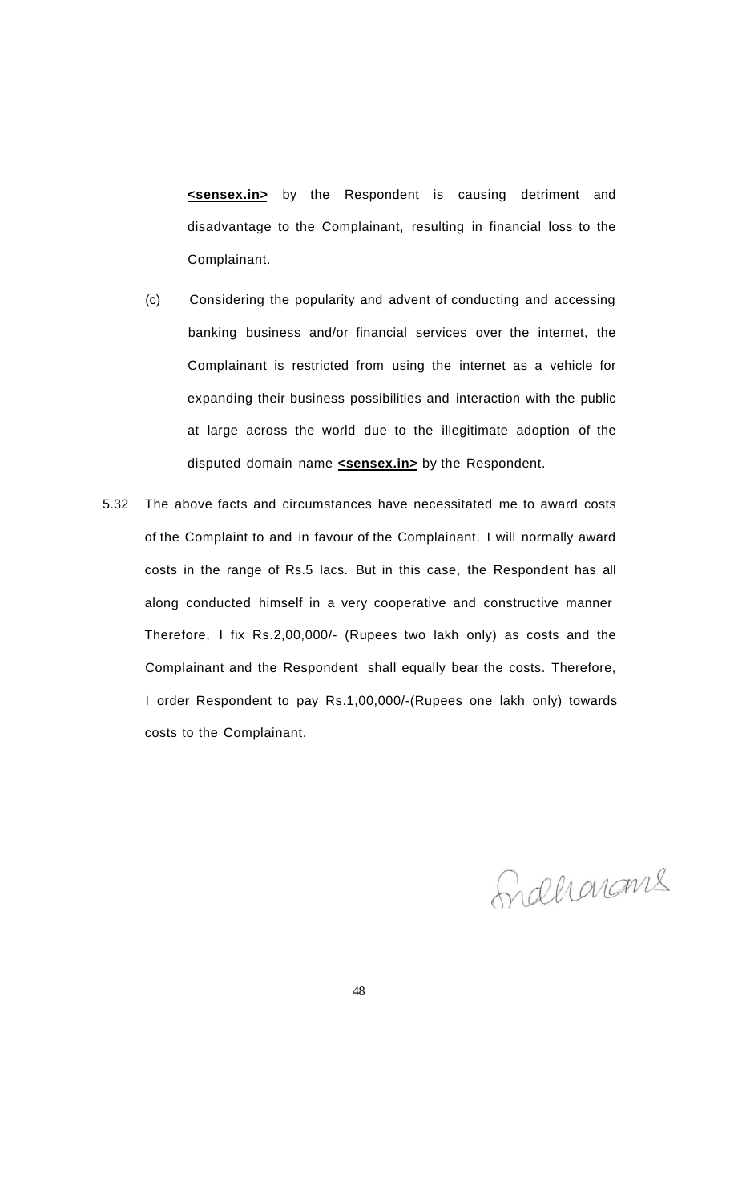**<sensex.in>** by the Respondent is causing detriment and disadvantage to the Complainant, resulting in financial loss to the Complainant.

(c) Considering the popularity and advent of conducting and accessing banking business and/or financial services over the internet, the Complainant is restricted from using the internet as a vehicle for expanding their business possibilities and interaction with the public at large across the world due to the illegitimate adoption of the disputed domain name **<sensex.in>** by the Respondent.

5.32 The above facts and circumstances have necessitated me to award costs of the Complaint to and in favour of the Complainant. I will normally award costs in the range of Rs.5 lacs. But in this case, the Respondent has all along conducted himself in a very cooperative and constructive manner Therefore, I fix Rs.2,00,000/- (Rupees two lakh only) as costs and the Complainant and the Respondent shall equally bear the costs. Therefore, I order Respondent to pay Rs.1,00,000/-(Rupees one lakh only) towards costs to the Complainant.

Sridharans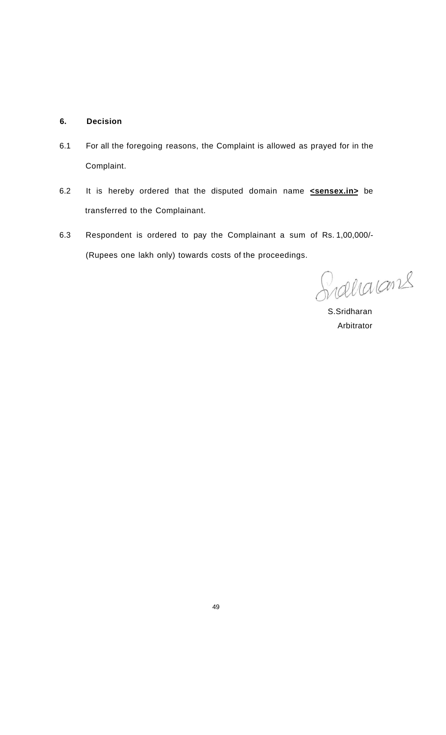## 6. Decision

6.1 For all the foregoing reasons, the Complaint is allowed as prayed for in the Complaint.

6.2 It is hereby ordered that the disputed domain name **<sensex.in>** be transferred to the Complainant.

6.3 Respondent is ordered to pay the Complainant a sum of Rs. 1,00,000/- (Rupees one lakh only) towards costs of the proceedings.

S.Sridharan
Arbitrator